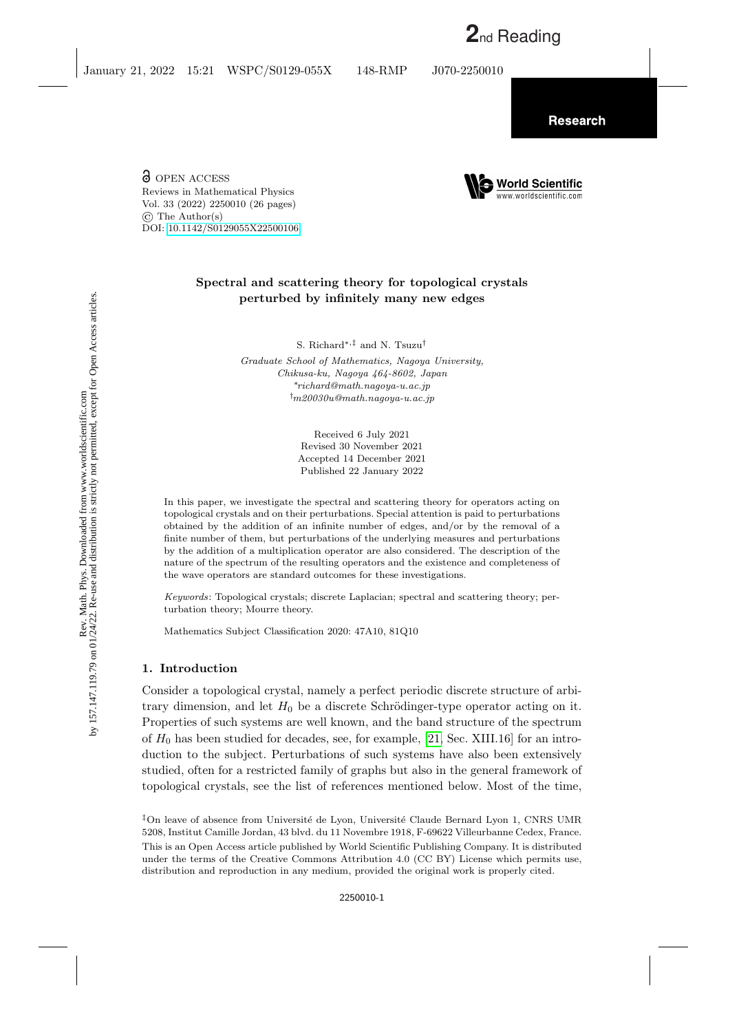OPEN ACCESS
Reviews in Mathematical Physics
Vol. 33 (2022) 2250010 (26 pages)
© The Author(s)
DOI: 10.1142/S0129055X22500106

# Spectral and scattering theory for topological crystals perturbed by infinitely many new edges

S. Richard*,‡ and N. Tsuzu†

*Graduate School of Mathematics, Nagoya University, Chikusa-ku, Nagoya 464-8602, Japan*
*\*richard@math.nagoya-u.ac.jp*
*†m20030u@math.nagoya-u.ac.jp*

Received 6 July 2021
Revised 30 November 2021
Accepted 14 December 2021
Published 22 January 2022

In this paper, we investigate the spectral and scattering theory for operators acting on topological crystals and on their perturbations. Special attention is paid to perturbations obtained by the addition of an infinite number of edges, and/or by the removal of a finite number of them, but perturbations of the underlying measures and perturbations by the addition of a multiplication operator are also considered. The description of the nature of the spectrum of the resulting operators and the existence and completeness of the wave operators are standard outcomes for these investigations.

*Keywords*: Topological crystals; discrete Laplacian; spectral and scattering theory; perturbation theory; Mourre theory.

Mathematics Subject Classification 2020: 47A10, 81Q10

## 1. Introduction

Consider a topological crystal, namely a perfect periodic discrete structure of arbitrary dimension, and let $H_0$ be a discrete Schrödinger-type operator acting on it. Properties of such systems are well known, and the band structure of the spectrum of $H_0$ has been studied for decades, see, for example, [21, Sec. XIII.16] for an introduction to the subject. Perturbations of such systems have also been extensively studied, often for a restricted family of graphs but also in the general framework of topological crystals, see the list of references mentioned below. Most of the time,

‡On leave of absence from Université de Lyon, Université Claude Bernard Lyon 1, CNRS UMR 5208, Institut Camille Jordan, 43 blvd. du 11 Novembre 1918, F-69622 Villeurbanne Cedex, France.

This is an Open Access article published by World Scientific Publishing Company. It is distributed under the terms of the Creative Commons Attribution 4.0 (CC BY) License which permits use, distribution and reproduction in any medium, provided the original work is properly cited.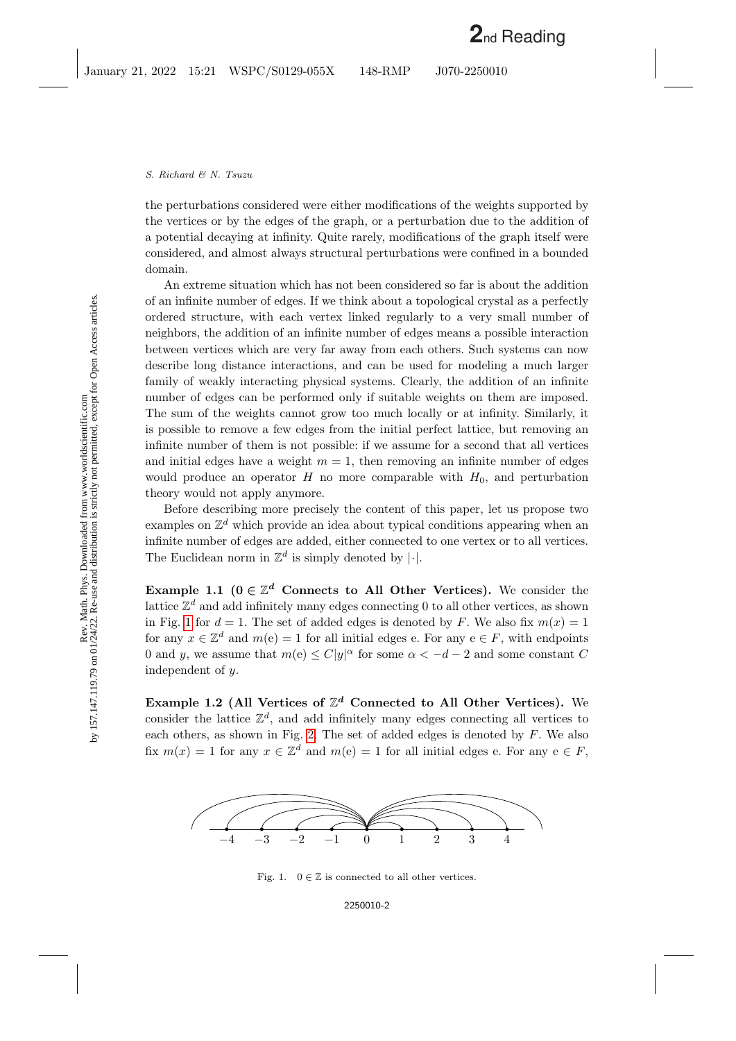the perturbations considered were either modifications of the weights supported by the vertices or by the edges of the graph, or a perturbation due to the addition of a potential decaying at infinity. Quite rarely, modifications of the graph itself were considered, and almost always structural perturbations were confined in a bounded domain.

An extreme situation which has not been considered so far is about the addition of an infinite number of edges. If we think about a topological crystal as a perfectly ordered structure, with each vertex linked regularly to a very small number of neighbors, the addition of an infinite number of edges means a possible interaction between vertices which are very far away from each others. Such systems can now describe long distance interactions, and can be used for modeling a much larger family of weakly interacting physical systems. Clearly, the addition of an infinite number of edges can be performed only if suitable weights on them are imposed. The sum of the weights cannot grow too much locally or at infinity. Similarly, it is possible to remove a few edges from the initial perfect lattice, but removing an infinite number of them is not possible: if we assume for a second that all vertices and initial edges have a weight $m = 1$, then removing an infinite number of edges would produce an operator $H$ no more comparable with $H_0$, and perturbation theory would not apply anymore.

Before describing more precisely the content of this paper, let us propose two examples on $\mathbb{Z}^d$ which provide an idea about typical conditions appearing when an infinite number of edges are added, either connected to one vertex or to all vertices. The Euclidean norm in $\mathbb{Z}^d$ is simply denoted by $|\cdot|$.

**Example 1.1 ($0 \in \mathbb{Z}^d$ Connects to All Other Vertices).** We consider the lattice $\mathbb{Z}^d$ and add infinitely many edges connecting 0 to all other vertices, as shown in Fig. 1 for $d = 1$. The set of added edges is denoted by $F$. We also fix $m(x) = 1$ for any $x \in \mathbb{Z}^d$ and $m(\mathrm{e}) = 1$ for all initial edges e. For any $\mathrm{e} \in F$, with endpoints 0 and $y$, we assume that $m(\mathrm{e}) \leq C|y|^{\alpha}$ for some $\alpha < -d - 2$ and some constant $C$ independent of $y$.

**Example 1.2 (All Vertices of $\mathbb{Z}^d$ Connected to All Other Vertices).** We consider the lattice $\mathbb{Z}^d$, and add infinitely many edges connecting all vertices to each others, as shown in Fig. 2. The set of added edges is denoted by $F$. We also fix $m(x) = 1$ for any $x \in \mathbb{Z}^d$ and $m(\mathrm{e}) = 1$ for all initial edges e. For any $\mathrm{e} \in F$,

Fig. 1. $0 \in \mathbb{Z}$ is connected to all other vertices.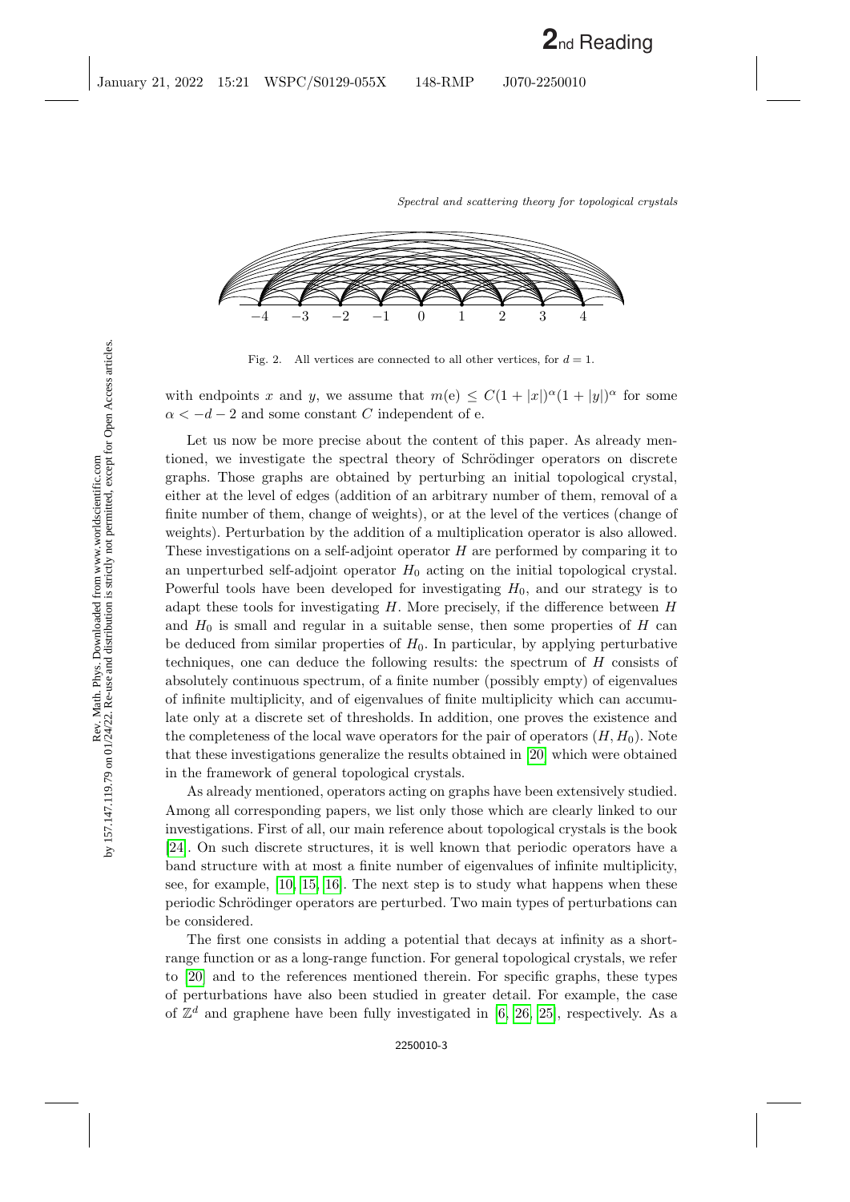Fig. 2. All vertices are connected to all other vertices, for $d = 1$.

with endpoints $x$ and $y$, we assume that $m(\mathrm{e}) \leq C(1+|x|)^{\alpha}(1+|y|)^{\alpha}$ for some $\alpha < -d-2$ and some constant $C$ independent of e.

Let us now be more precise about the content of this paper. As already mentioned, we investigate the spectral theory of Schrödinger operators on discrete graphs. Those graphs are obtained by perturbing an initial topological crystal, either at the level of edges (addition of an arbitrary number of them, removal of a finite number of them, change of weights), or at the level of the vertices (change of weights). Perturbation by the addition of a multiplication operator is also allowed. These investigations on a self-adjoint operator $H$ are performed by comparing it to an unperturbed self-adjoint operator $H_0$ acting on the initial topological crystal. Powerful tools have been developed for investigating $H_0$, and our strategy is to adapt these tools for investigating $H$. More precisely, if the difference between $H$ and $H_0$ is small and regular in a suitable sense, then some properties of $H$ can be deduced from similar properties of $H_0$. In particular, by applying perturbative techniques, one can deduce the following results: the spectrum of $H$ consists of absolutely continuous spectrum, of a finite number (possibly empty) of eigenvalues of infinite multiplicity, and of eigenvalues of finite multiplicity which can accumulate only at a discrete set of thresholds. In addition, one proves the existence and the completeness of the local wave operators for the pair of operators $(H, H_0)$. Note that these investigations generalize the results obtained in [20] which were obtained in the framework of general topological crystals.

As already mentioned, operators acting on graphs have been extensively studied. Among all corresponding papers, we list only those which are clearly linked to our investigations. First of all, our main reference about topological crystals is the book [24]. On such discrete structures, it is well known that periodic operators have a band structure with at most a finite number of eigenvalues of infinite multiplicity, see, for example, [10, 15, 16]. The next step is to study what happens when these periodic Schrödinger operators are perturbed. Two main types of perturbations can be considered.

The first one consists in adding a potential that decays at infinity as a short-range function or as a long-range function. For general topological crystals, we refer to [20] and to the references mentioned therein. For specific graphs, these types of perturbations have also been studied in greater detail. For example, the case of $\mathbb{Z}^d$ and graphene have been fully investigated in [6, 26, 25], respectively. As a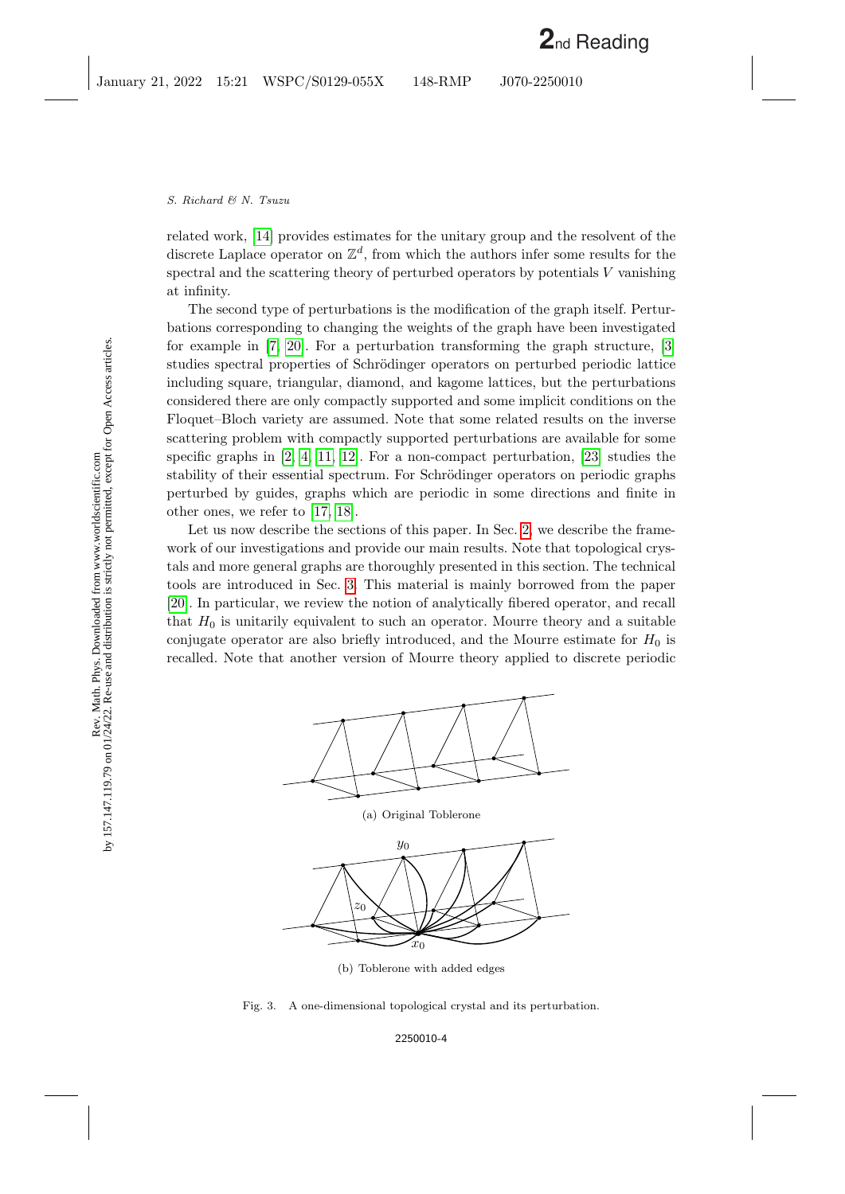related work, [14] provides estimates for the unitary group and the resolvent of the discrete Laplace operator on $\mathbb{Z}^d$, from which the authors infer some results for the spectral and the scattering theory of perturbed operators by potentials $V$ vanishing at infinity.

The second type of perturbations is the modification of the graph itself. Perturbations corresponding to changing the weights of the graph have been investigated for example in [7, 20]. For a perturbation transforming the graph structure, [3] studies spectral properties of Schrödinger operators on perturbed periodic lattice including square, triangular, diamond, and kagome lattices, but the perturbations considered there are only compactly supported and some implicit conditions on the Floquet–Bloch variety are assumed. Note that some related results on the inverse scattering problem with compactly supported perturbations are available for some specific graphs in [2, 4, 11, 12]. For a non-compact perturbation, [23] studies the stability of their essential spectrum. For Schrödinger operators on periodic graphs perturbed by guides, graphs which are periodic in some directions and finite in other ones, we refer to [17, 18].

Let us now describe the sections of this paper. In Sec. 2, we describe the framework of our investigations and provide our main results. Note that topological crystals and more general graphs are thoroughly presented in this section. The technical tools are introduced in Sec. 3. This material is mainly borrowed from the paper [20]. In particular, we review the notion of analytically fibered operator, and recall that $H_0$ is unitarily equivalent to such an operator. Mourre theory and a suitable conjugate operator are also briefly introduced, and the Mourre estimate for $H_0$ is recalled. Note that another version of Mourre theory applied to discrete periodic

(a) Original Toblerone

(b) Toblerone with added edges

Fig. 3. A one-dimensional topological crystal and its perturbation.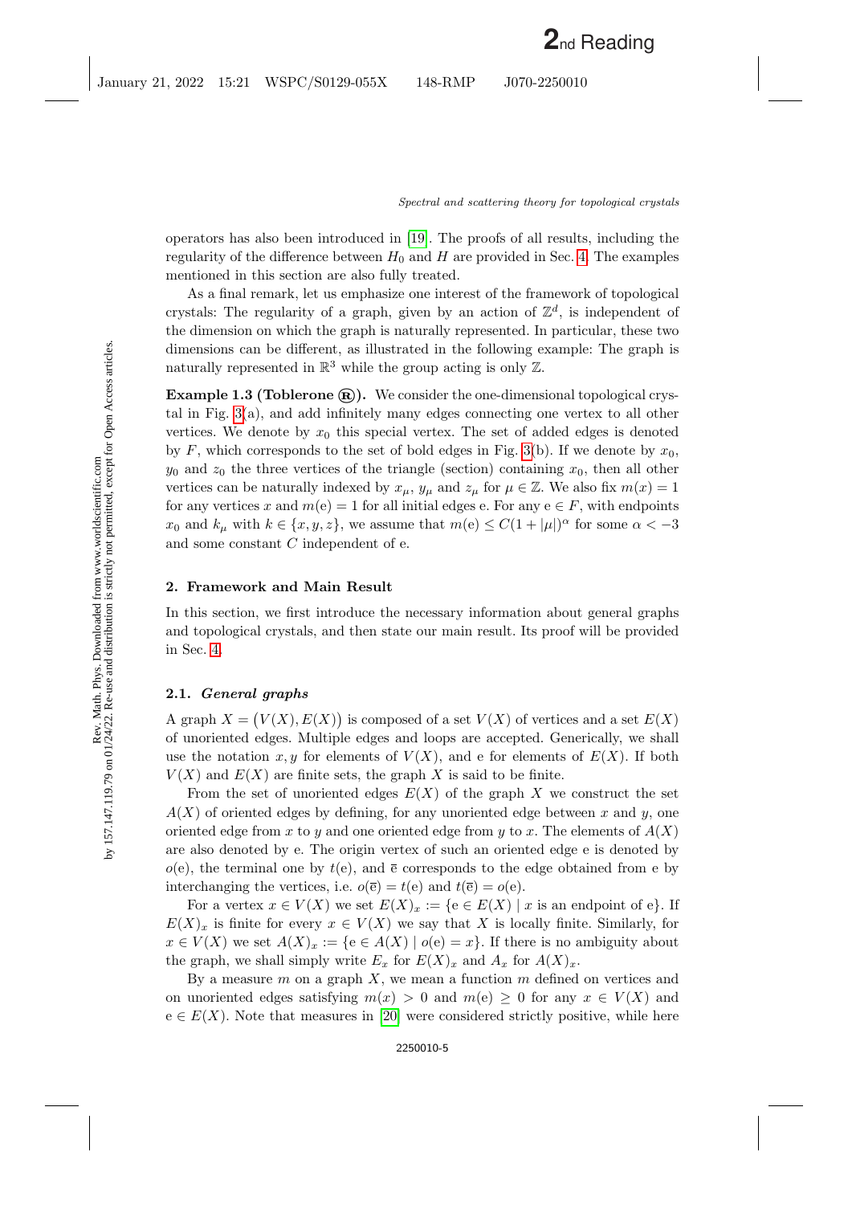operators has also been introduced in [19]. The proofs of all results, including the regularity of the difference between $H_0$ and $H$ are provided in Sec. 4. The examples mentioned in this section are also fully treated.

As a final remark, let us emphasize one interest of the framework of topological crystals: The regularity of a graph, given by an action of $\mathbb{Z}^d$, is independent of the dimension on which the graph is naturally represented. In particular, these two dimensions can be different, as illustrated in the following example: The graph is naturally represented in $\mathbb{R}^3$ while the group acting is only $\mathbb{Z}$.

**Example 1.3 (Toblerone ®).** We consider the one-dimensional topological crystal in Fig. 3(a), and add infinitely many edges connecting one vertex to all other vertices. We denote by $x_0$ this special vertex. The set of added edges is denoted by $F$, which corresponds to the set of bold edges in Fig. 3(b). If we denote by $x_0$, $y_0$ and $z_0$ the three vertices of the triangle (section) containing $x_0$, then all other vertices can be naturally indexed by $x_\mu$, $y_\mu$ and $z_\mu$ for $\mu \in \mathbb{Z}$. We also fix $m(x) = 1$ for any vertices $x$ and $m(\mathrm{e}) = 1$ for all initial edges e. For any $\mathrm{e} \in F$, with endpoints $x_0$ and $k_\mu$ with $k \in \{x, y, z\}$, we assume that $m(\mathrm{e}) \leq C(1 + |\mu|)^\alpha$ for some $\alpha < -3$ and some constant $C$ independent of e.

## 2. Framework and Main Result

In this section, we first introduce the necessary information about general graphs and topological crystals, and then state our main result. Its proof will be provided in Sec. 4.

### 2.1. *General graphs*

A graph $X = (V(X), E(X))$ is composed of a set $V(X)$ of vertices and a set $E(X)$ of unoriented edges. Multiple edges and loops are accepted. Generically, we shall use the notation $x, y$ for elements of $V(X)$, and e for elements of $E(X)$. If both $V(X)$ and $E(X)$ are finite sets, the graph $X$ is said to be finite.

From the set of unoriented edges $E(X)$ of the graph $X$ we construct the set $A(X)$ of oriented edges by defining, for any unoriented edge between $x$ and $y$, one oriented edge from $x$ to $y$ and one oriented edge from $y$ to $x$. The elements of $A(X)$ are also denoted by e. The origin vertex of such an oriented edge e is denoted by $o(\mathrm{e})$, the terminal one by $t(\mathrm{e})$, and $\bar{\mathrm{e}}$ corresponds to the edge obtained from e by interchanging the vertices, i.e. $o(\bar{\mathrm{e}}) = t(\mathrm{e})$ and $t(\bar{\mathrm{e}}) = o(\mathrm{e})$.

For a vertex $x \in V(X)$ we set $E(X)_x := \{\mathrm{e} \in E(X) \mid x \text{ is an endpoint of e}\}$. If $E(X)_x$ is finite for every $x \in V(X)$ we say that $X$ is locally finite. Similarly, for $x \in V(X)$ we set $A(X)_x := \{\mathrm{e} \in A(X) \mid o(\mathrm{e}) = x\}$. If there is no ambiguity about the graph, we shall simply write $E_x$ for $E(X)_x$ and $A_x$ for $A(X)_x$.

By a measure $m$ on a graph $X$, we mean a function $m$ defined on vertices and on unoriented edges satisfying $m(x) > 0$ and $m(\mathrm{e}) \geq 0$ for any $x \in V(X)$ and $\mathrm{e} \in E(X)$. Note that measures in [20] were considered strictly positive, while here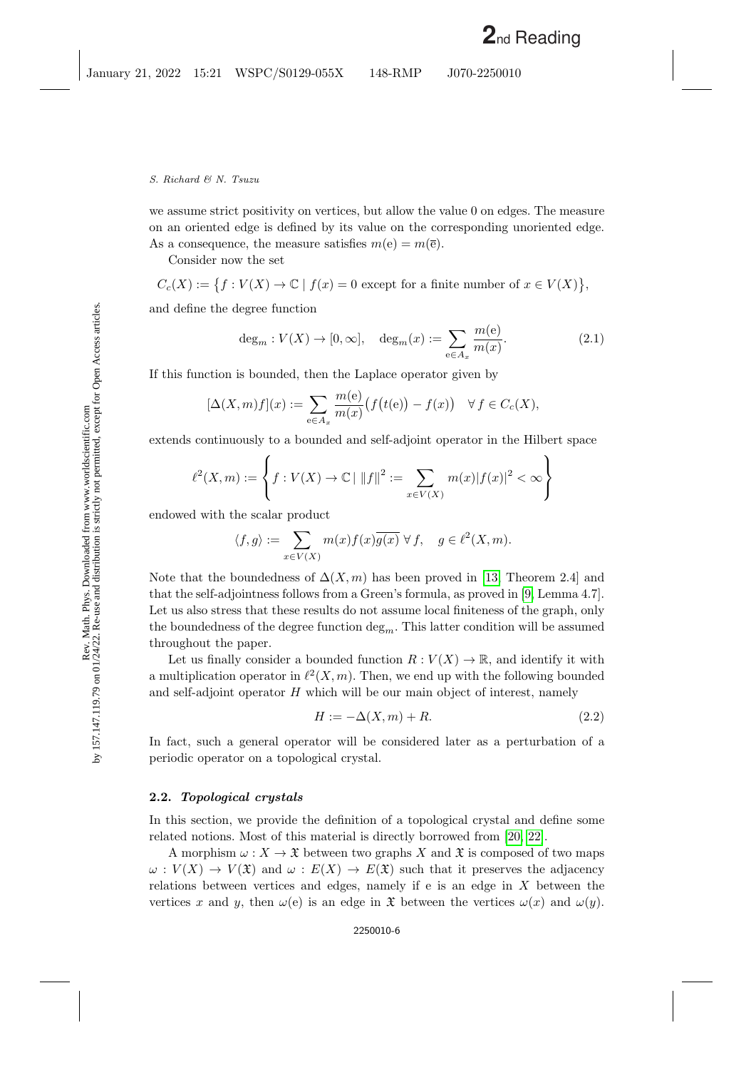we assume strict positivity on vertices, but allow the value 0 on edges. The measure on an oriented edge is defined by its value on the corresponding unoriented edge. As a consequence, the measure satisfies $m(\mathrm{e}) = m(\overline{\mathrm{e}})$.

Consider now the set

$$C_c(X) := \{f : V(X) \to \mathbb{C} \mid f(x) = 0 \text{ except for a finite number of } x \in V(X)\},$$

and define the degree function

$$\deg_m : V(X) \to [0, \infty], \quad \deg_m(x) := \sum_{\mathrm{e} \in A_x} \frac{m(\mathrm{e})}{m(x)}. \tag{2.1}$$

If this function is bounded, then the Laplace operator given by

$$[\Delta(X, m)f](x) := \sum_{\mathrm{e} \in A_x} \frac{m(\mathrm{e})}{m(x)} \big(f\big(t(\mathrm{e})\big) - f(x)\big) \quad \forall\, f \in C_c(X),$$

extends continuously to a bounded and self-adjoint operator in the Hilbert space

$$\ell^2(X, m) := \left\{ f : V(X) \to \mathbb{C} \mid \|f\|^2 := \sum_{x \in V(X)} m(x)|f(x)|^2 < \infty \right\}$$

endowed with the scalar product

$$\langle f, g \rangle := \sum_{x \in V(X)} m(x) f(x) \overline{g(x)} \;\forall\, f, \quad g \in \ell^2(X, m).$$

Note that the boundedness of $\Delta(X, m)$ has been proved in [13, Theorem 2.4] and that the self-adjointness follows from a Green's formula, as proved in [9, Lemma 4.7]. Let us also stress that these results do not assume local finiteness of the graph, only the boundedness of the degree function $\deg_m$. This latter condition will be assumed throughout the paper.

Let us finally consider a bounded function $R : V(X) \to \mathbb{R}$, and identify it with a multiplication operator in $\ell^2(X, m)$. Then, we end up with the following bounded and self-adjoint operator $H$ which will be our main object of interest, namely

$$H := -\Delta(X, m) + R. \tag{2.2}$$

In fact, such a general operator will be considered later as a perturbation of a periodic operator on a topological crystal.

### 2.2. *Topological crystals*

In this section, we provide the definition of a topological crystal and define some related notions. Most of this material is directly borrowed from [20, 22].

A morphism $\omega : X \to \mathfrak{X}$ between two graphs $X$ and $\mathfrak{X}$ is composed of two maps $\omega : V(X) \to V(\mathfrak{X})$ and $\omega : E(X) \to E(\mathfrak{X})$ such that it preserves the adjacency relations between vertices and edges, namely if e is an edge in $X$ between the vertices $x$ and $y$, then $\omega(\mathrm{e})$ is an edge in $\mathfrak{X}$ between the vertices $\omega(x)$ and $\omega(y)$.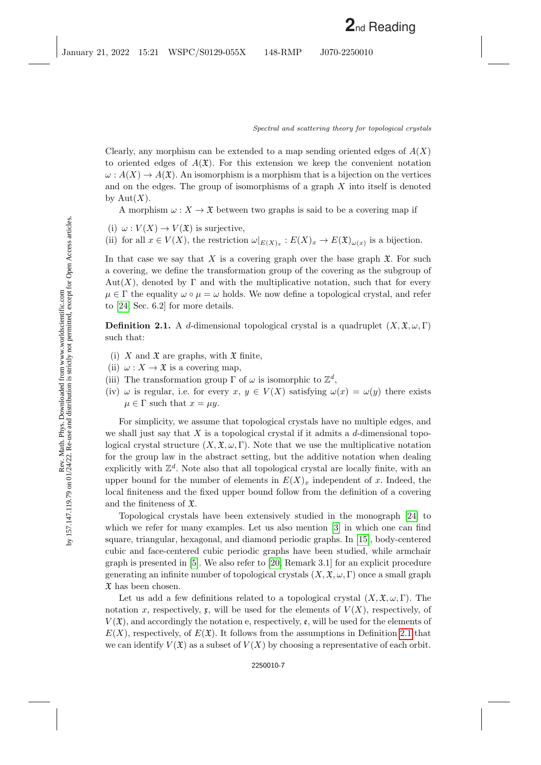Clearly, any morphism can be extended to a map sending oriented edges of $A(X)$ to oriented edges of $A(\mathfrak{X})$. For this extension we keep the convenient notation $\omega : A(X) \to A(\mathfrak{X})$. An isomorphism is a morphism that is a bijection on the vertices and on the edges. The group of isomorphisms of a graph $X$ into itself is denoted by $\mathrm{Aut}(X)$.

A morphism $\omega : X \to \mathfrak{X}$ between two graphs is said to be a covering map if

(i) $\omega : V(X) \to V(\mathfrak{X})$ is surjective,
(ii) for all $x \in V(X)$, the restriction $\omega|_{E(X)_x} : E(X)_x \to E(\mathfrak{X})_{\omega(x)}$ is a bijection.

In that case we say that $X$ is a covering graph over the base graph $\mathfrak{X}$. For such a covering, we define the transformation group of the covering as the subgroup of $\mathrm{Aut}(X)$, denoted by $\Gamma$ and with the multiplicative notation, such that for every $\mu \in \Gamma$ the equality $\omega \circ \mu = \omega$ holds. We now define a topological crystal, and refer to [24, Sec. 6.2] for more details.

**Definition 2.1.** A $d$-dimensional topological crystal is a quadruplet $(X, \mathfrak{X}, \omega, \Gamma)$ such that:

(i) $X$ and $\mathfrak{X}$ are graphs, with $\mathfrak{X}$ finite,
(ii) $\omega : X \to \mathfrak{X}$ is a covering map,
(iii) The transformation group $\Gamma$ of $\omega$ is isomorphic to $\mathbb{Z}^d$,
(iv) $\omega$ is regular, i.e. for every $x, y \in V(X)$ satisfying $\omega(x) = \omega(y)$ there exists $\mu \in \Gamma$ such that $x = \mu y$.

For simplicity, we assume that topological crystals have no multiple edges, and we shall just say that $X$ is a topological crystal if it admits a $d$-dimensional topological crystal structure $(X, \mathfrak{X}, \omega, \Gamma)$. Note that we use the multiplicative notation for the group law in the abstract setting, but the additive notation when dealing explicitly with $\mathbb{Z}^d$. Note also that all topological crystal are locally finite, with an upper bound for the number of elements in $E(X)_x$ independent of $x$. Indeed, the local finiteness and the fixed upper bound follow from the definition of a covering and the finiteness of $\mathfrak{X}$.

Topological crystals have been extensively studied in the monograph [24] to which we refer for many examples. Let us also mention [3] in which one can find square, triangular, hexagonal, and diamond periodic graphs. In [15], body-centered cubic and face-centered cubic periodic graphs have been studied, while armchair graph is presented in [5]. We also refer to [20, Remark 3.1] for an explicit procedure generating an infinite number of topological crystals $(X, \mathfrak{X}, \omega, \Gamma)$ once a small graph $\mathfrak{X}$ has been chosen.

Let us add a few definitions related to a topological crystal $(X, \mathfrak{X}, \omega, \Gamma)$. The notation $x$, respectively, $\mathfrak{x}$, will be used for the elements of $V(X)$, respectively, of $V(\mathfrak{X})$, and accordingly the notation $\mathrm{e}$, respectively, $\mathfrak{e}$, will be used for the elements of $E(X)$, respectively, of $E(\mathfrak{X})$. It follows from the assumptions in Definition 2.1 that we can identify $V(\mathfrak{X})$ as a subset of $V(X)$ by choosing a representative of each orbit.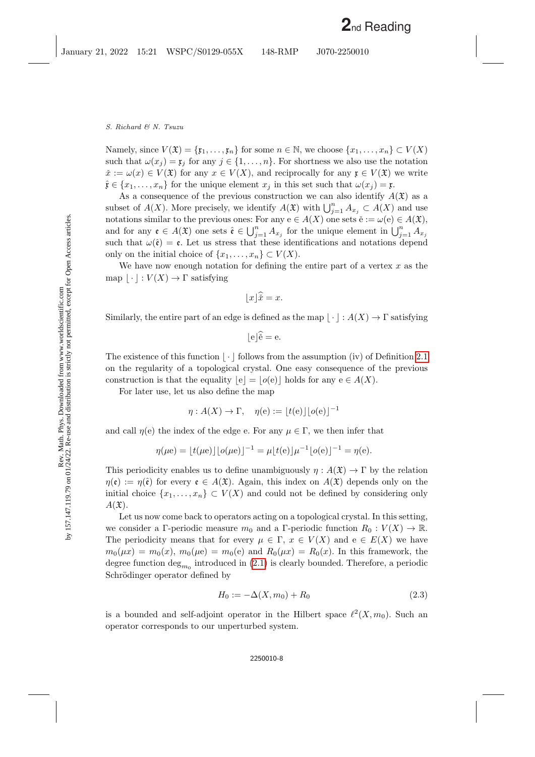Namely, since $V(\mathfrak{X}) = \{\mathfrak{x}_1, \dots, \mathfrak{x}_n\}$ for some $n \in \mathbb{N}$, we choose $\{x_1, \dots, x_n\} \subset V(X)$ such that $\omega(x_j) = \mathfrak{x}_j$ for any $j \in \{1, \dots, n\}$. For shortness we also use the notation $\breve{x} := \omega(x) \in V(\mathfrak{X})$ for any $x \in V(X)$, and reciprocally for any $\mathfrak{x} \in V(\mathfrak{X})$ we write $\hat{\mathfrak{x}} \in \{x_1, \dots, x_n\}$ for the unique element $x_j$ in this set such that $\omega(x_j) = \mathfrak{x}$.

As a consequence of the previous construction we can also identify $A(\mathfrak{X})$ as a subset of $A(X)$. More precisely, we identify $A(\mathfrak{X})$ with $\bigcup_{j=1}^n A_{x_j} \subset A(X)$ and use notations similar to the previous ones: For any $\mathrm{e} \in A(X)$ one sets $\breve{\mathrm{e}} := \omega(\mathrm{e}) \in A(\mathfrak{X})$, and for any $\mathfrak{e} \in A(\mathfrak{X})$ one sets $\hat{\mathfrak{e}} \in \bigcup_{j=1}^n A_{x_j}$ for the unique element in $\bigcup_{j=1}^n A_{x_j}$ such that $\omega(\hat{\mathfrak{e}}) = \mathfrak{e}$. Let us stress that these identifications and notations depend only on the initial choice of $\{x_1, \dots, x_n\} \subset V(X)$.

We have now enough notation for defining the entire part of a vertex $x$ as the map $\lfloor \cdot \rfloor : V(X) \to \Gamma$ satisfying

$$\lfloor x \rfloor \widehat{\breve{x}} = x.$$

Similarly, the entire part of an edge is defined as the map $\lfloor \cdot \rfloor : A(X) \to \Gamma$ satisfying

$$\lfloor \mathrm{e} \rfloor \widehat{\breve{\mathrm{e}}} = \mathrm{e}.$$

The existence of this function $\lfloor \cdot \rfloor$ follows from the assumption (iv) of Definition 2.1 on the regularity of a topological crystal. One easy consequence of the previous construction is that the equality $\lfloor \mathrm{e} \rfloor = \lfloor o(\mathrm{e}) \rfloor$ holds for any $\mathrm{e} \in A(X)$.

For later use, let us also define the map

$$\eta : A(X) \to \Gamma, \quad \eta(\mathrm{e}) := \lfloor t(\mathrm{e}) \rfloor \lfloor o(\mathrm{e}) \rfloor^{-1}$$

and call $\eta(\mathrm{e})$ the index of the edge e. For any $\mu \in \Gamma$, we then infer that

$$\eta(\mu \mathrm{e}) = \lfloor t(\mu \mathrm{e}) \rfloor \lfloor o(\mu \mathrm{e}) \rfloor^{-1} = \mu \lfloor t(\mathrm{e}) \rfloor \mu^{-1} \lfloor o(\mathrm{e}) \rfloor^{-1} = \eta(\mathrm{e}).$$

This periodicity enables us to define unambiguously $\eta : A(\mathfrak{X}) \to \Gamma$ by the relation $\eta(\mathfrak{e}) := \eta(\hat{\mathfrak{e}})$ for every $\mathfrak{e} \in A(\mathfrak{X})$. Again, this index on $A(\mathfrak{X})$ depends only on the initial choice $\{x_1, \dots, x_n\} \subset V(X)$ and could not be defined by considering only $A(\mathfrak{X})$.

Let us now come back to operators acting on a topological crystal. In this setting, we consider a $\Gamma$-periodic measure $m_0$ and a $\Gamma$-periodic function $R_0 : V(X) \to \mathbb{R}$. The periodicity means that for every $\mu \in \Gamma$, $x \in V(X)$ and $\mathrm{e} \in E(X)$ we have $m_0(\mu x) = m_0(x)$, $m_0(\mu \mathrm{e}) = m_0(\mathrm{e})$ and $R_0(\mu x) = R_0(x)$. In this framework, the degree function $\deg_{m_0}$ introduced in (2.1) is clearly bounded. Therefore, a periodic Schrödinger operator defined by

$$H_0 := -\Delta(X, m_0) + R_0 \tag{2.3}$$

is a bounded and self-adjoint operator in the Hilbert space $\ell^2(X, m_0)$. Such an operator corresponds to our unperturbed system.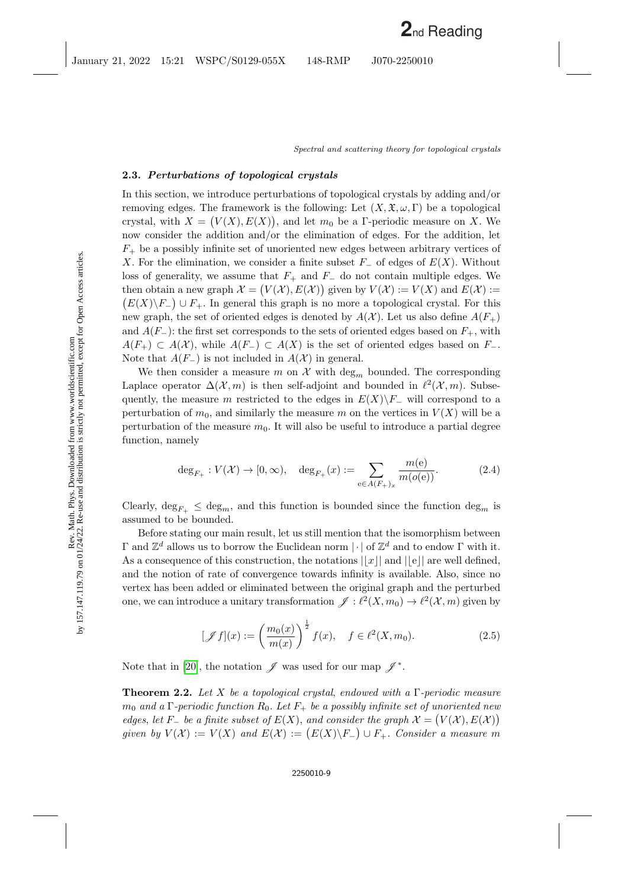### 2.3. *Perturbations of topological crystals*

In this section, we introduce perturbations of topological crystals by adding and/or removing edges. The framework is the following: Let $(X, \mathfrak{X}, \omega, \Gamma)$ be a topological crystal, with $X = \big(V(X), E(X)\big)$, and let $m_0$ be a $\Gamma$-periodic measure on $X$. We now consider the addition and/or the elimination of edges. For the addition, let $F_+$ be a possibly infinite set of unoriented new edges between arbitrary vertices of $X$. For the elimination, we consider a finite subset $F_-$ of edges of $E(X)$. Without loss of generality, we assume that $F_+$ and $F_-$ do not contain multiple edges. We then obtain a new graph $\mathcal{X} = \big(V(\mathcal{X}), E(\mathcal{X})\big)$ given by $V(\mathcal{X}) := V(X)$ and $E(\mathcal{X}) := \big(E(X) \backslash F_-\big) \cup F_+$. In general this graph is no more a topological crystal. For this new graph, the set of oriented edges is denoted by $A(\mathcal{X})$. Let us also define $A(F_+)$ and $A(F_-)$: the first set corresponds to the sets of oriented edges based on $F_+$, with $A(F_+) \subset A(\mathcal{X})$, while $A(F_-) \subset A(X)$ is the set of oriented edges based on $F_-$. Note that $A(F_-)$ is not included in $A(\mathcal{X})$ in general.

We then consider a measure $m$ on $\mathcal{X}$ with $\deg_m$ bounded. The corresponding Laplace operator $\Delta(\mathcal{X}, m)$ is then self-adjoint and bounded in $\ell^2(\mathcal{X}, m)$. Subsequently, the measure $m$ restricted to the edges in $E(X)\backslash F_-$ will correspond to a perturbation of $m_0$, and similarly the measure $m$ on the vertices in $V(X)$ will be a perturbation of the measure $m_0$. It will also be useful to introduce a partial degree function, namely

$$\deg_{F_+} : V(\mathcal{X}) \to [0, \infty), \quad \deg_{F_+}(x) := \sum_{\mathrm{e} \in A(F_+)_x} \frac{m(\mathrm{e})}{m(o(\mathrm{e}))}. \tag{2.4}$$

Clearly, $\deg_{F_+} \leq \deg_m$, and this function is bounded since the function $\deg_m$ is assumed to be bounded.

Before stating our main result, let us still mention that the isomorphism between $\Gamma$ and $\mathbb{Z}^d$ allows us to borrow the Euclidean norm $|\cdot|$ of $\mathbb{Z}^d$ and to endow $\Gamma$ with it. As a consequence of this construction, the notations $|\lfloor x \rfloor|$ and $|\lfloor \mathrm{e} \rfloor|$ are well defined, and the notion of rate of convergence towards infinity is available. Also, since no vertex has been added or eliminated between the original graph and the perturbed one, we can introduce a unitary transformation $\mathscr{J} : \ell^2(X, m_0) \to \ell^2(\mathcal{X}, m)$ given by

$$[\mathscr{J} f](x) := \left(\frac{m_0(x)}{m(x)}\right)^{\frac{1}{2}} f(x), \quad f \in \ell^2(X, m_0). \tag{2.5}$$

Note that in [20], the notation $\mathscr{J}$ was used for our map $\mathscr{J}^*$.

**Theorem 2.2.** *Let $X$ be a topological crystal, endowed with a $\Gamma$-periodic measure $m_0$ and a $\Gamma$-periodic function $R_0$. Let $F_+$ be a possibly infinite set of unoriented new edges, let $F_-$ be a finite subset of $E(X)$, and consider the graph $\mathcal{X} = \big(V(\mathcal{X}), E(\mathcal{X})\big)$ given by $V(\mathcal{X}) := V(X)$ and $E(\mathcal{X}) := \big(E(X)\backslash F_-\big) \cup F_+$. Consider a measure $m$*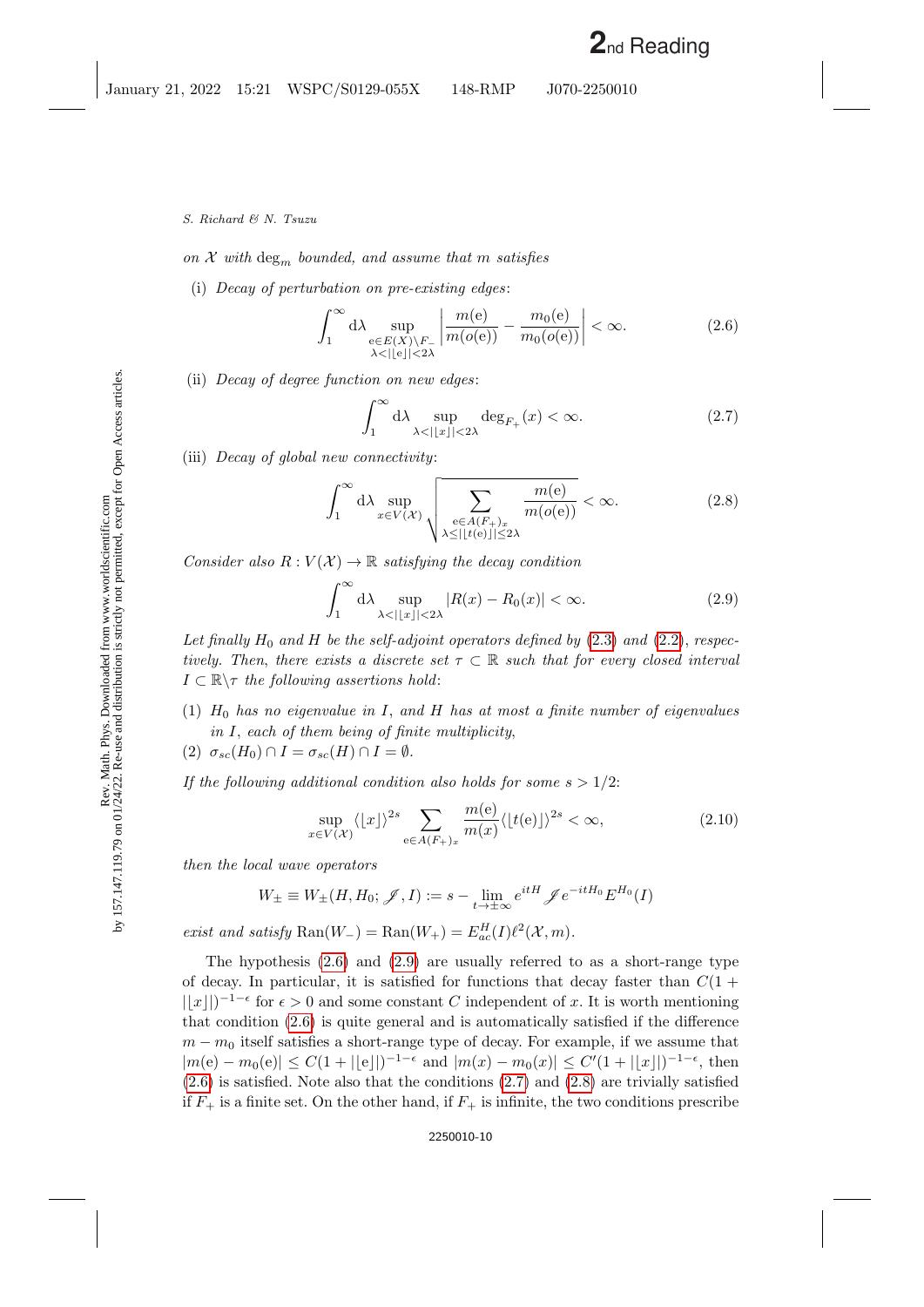*on $\mathcal{X}$ with $\deg_m$ bounded, and assume that $m$ satisfies*

(i) *Decay of perturbation on pre-existing edges*:

$$\int_1^\infty \mathrm{d}\lambda \sup_{\substack{\mathrm{e}\in E(X)\setminus F_- \\ \lambda<|\lfloor \mathrm{e}\rfloor|<2\lambda}} \left| \frac{m(\mathrm{e})}{m(o(\mathrm{e}))} - \frac{m_0(\mathrm{e})}{m_0(o(\mathrm{e}))} \right| < \infty. \tag{2.6}$$

(ii) *Decay of degree function on new edges*:

$$\int_1^\infty \mathrm{d}\lambda \sup_{\lambda<|\lfloor x\rfloor|<2\lambda} \deg_{F_+}(x) < \infty. \tag{2.7}$$

(iii) *Decay of global new connectivity*:

$$\int_1^\infty \mathrm{d}\lambda \sup_{x\in V(\mathcal{X})} \sqrt{\sum_{\substack{\mathrm{e}\in A(F_+)_x \\ \lambda\leq|\lfloor t(\mathrm{e})\rfloor|\leq 2\lambda}} \frac{m(\mathrm{e})}{m(o(\mathrm{e}))}} < \infty. \tag{2.8}$$

*Consider also $R : V(\mathcal{X}) \to \mathbb{R}$ satisfying the decay condition*

$$\int_1^\infty \mathrm{d}\lambda \sup_{\lambda<|\lfloor x\rfloor|<2\lambda} |R(x) - R_0(x)| < \infty. \tag{2.9}$$

*Let finally $H_0$ and $H$ be the self-adjoint operators defined by (2.3) and (2.2), respectively. Then, there exists a discrete set $\tau \subset \mathbb{R}$ such that for every closed interval $I \subset \mathbb{R}\setminus\tau$ the following assertions hold*:

(1) *$H_0$ has no eigenvalue in $I$, and $H$ has at most a finite number of eigenvalues in $I$, each of them being of finite multiplicity,*

(2) *$\sigma_{sc}(H_0) \cap I = \sigma_{sc}(H) \cap I = \emptyset$.*

*If the following additional condition also holds for some $s > 1/2$*:

$$\sup_{x\in V(\mathcal{X})} \langle\lfloor x\rfloor\rangle^{2s} \sum_{\mathrm{e}\in A(F_+)_x} \frac{m(\mathrm{e})}{m(x)} \langle\lfloor t(\mathrm{e})\rfloor\rangle^{2s} < \infty, \tag{2.10}$$

*then the local wave operators*

$$W_\pm \equiv W_\pm(H, H_0; \mathscr{J}, I) := s - \lim_{t\to\pm\infty} e^{itH} \mathscr{J} e^{-itH_0} E^{H_0}(I)$$

*exist and satisfy $\mathrm{Ran}(W_-) = \mathrm{Ran}(W_+) = E^H_{ac}(I)\ell^2(\mathcal{X}, m)$.*

The hypothesis (2.6) and (2.9) are usually referred to as a short-range type of decay. In particular, it is satisfied for functions that decay faster than $C(1 + |\lfloor x\rfloor|)^{-1-\epsilon}$ for $\epsilon > 0$ and some constant $C$ independent of $x$. It is worth mentioning that condition (2.6) is quite general and is automatically satisfied if the difference $m - m_0$ itself satisfies a short-range type of decay. For example, if we assume that $|m(\mathrm{e}) - m_0(\mathrm{e})| \leq C(1 + |\lfloor \mathrm{e}\rfloor|)^{-1-\epsilon}$ and $|m(x) - m_0(x)| \leq C'(1 + |\lfloor x\rfloor|)^{-1-\epsilon}$, then (2.6) is satisfied. Note also that the conditions (2.7) and (2.8) are trivially satisfied if $F_+$ is a finite set. On the other hand, if $F_+$ is infinite, the two conditions prescribe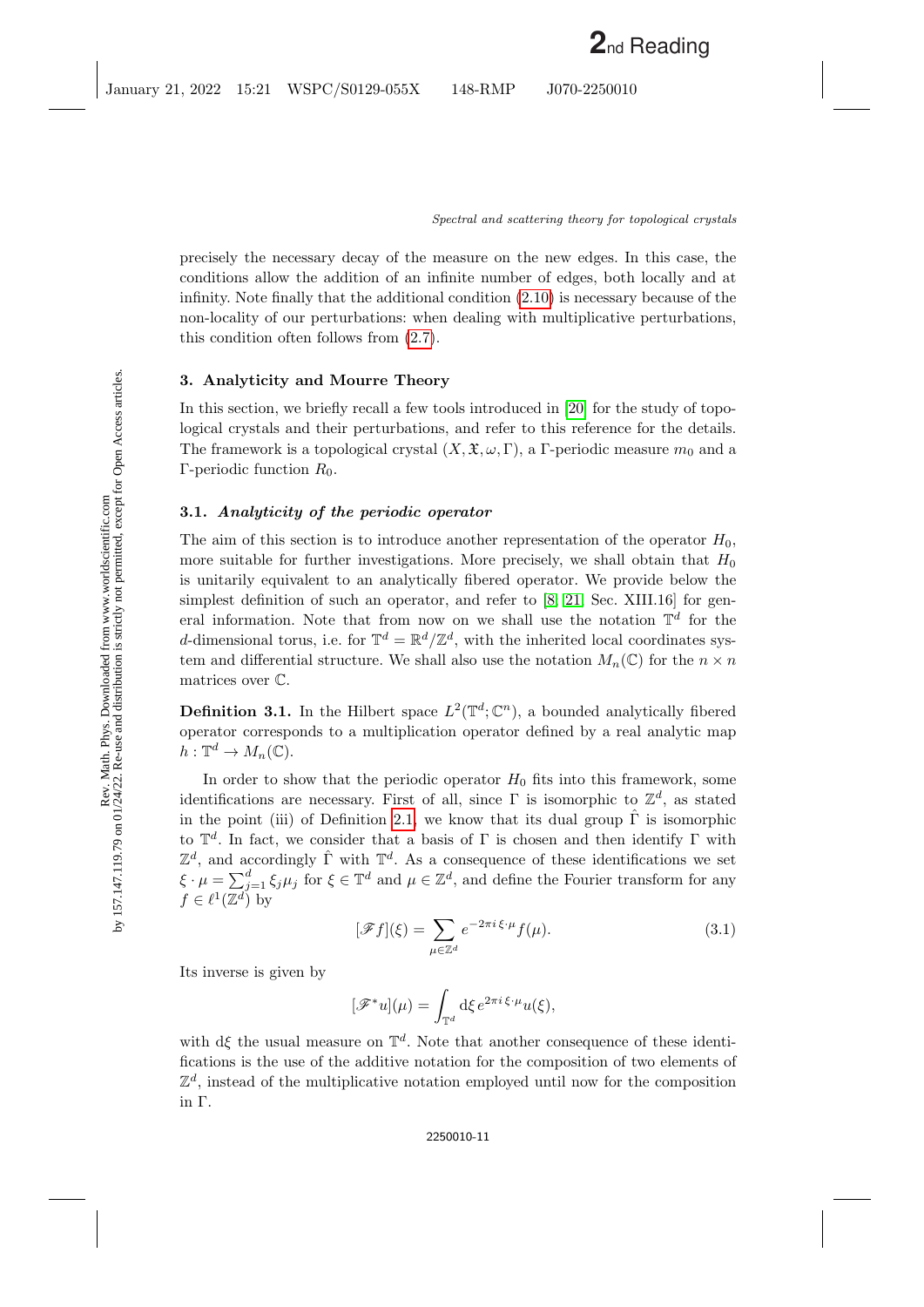precisely the necessary decay of the measure on the new edges. In this case, the conditions allow the addition of an infinite number of edges, both locally and at infinity. Note finally that the additional condition (2.10) is necessary because of the non-locality of our perturbations: when dealing with multiplicative perturbations, this condition often follows from (2.7).

## 3. Analyticity and Mourre Theory

In this section, we briefly recall a few tools introduced in [20] for the study of topological crystals and their perturbations, and refer to this reference for the details. The framework is a topological crystal $(X, \mathfrak{X}, \omega, \Gamma)$, a $\Gamma$-periodic measure $m_0$ and a $\Gamma$-periodic function $R_0$.

### 3.1. *Analyticity of the periodic operator*

The aim of this section is to introduce another representation of the operator $H_0$, more suitable for further investigations. More precisely, we shall obtain that $H_0$ is unitarily equivalent to an analytically fibered operator. We provide below the simplest definition of such an operator, and refer to [8, 21, Sec. XIII.16] for general information. Note that from now on we shall use the notation $\mathbb{T}^d$ for the $d$-dimensional torus, i.e. for $\mathbb{T}^d = \mathbb{R}^d/\mathbb{Z}^d$, with the inherited local coordinates system and differential structure. We shall also use the notation $M_n(\mathbb{C})$ for the $n \times n$ matrices over $\mathbb{C}$.

**Definition 3.1.** In the Hilbert space $L^2(\mathbb{T}^d; \mathbb{C}^n)$, a bounded analytically fibered operator corresponds to a multiplication operator defined by a real analytic map $h : \mathbb{T}^d \to M_n(\mathbb{C})$.

In order to show that the periodic operator $H_0$ fits into this framework, some identifications are necessary. First of all, since $\Gamma$ is isomorphic to $\mathbb{Z}^d$, as stated in the point (iii) of Definition 2.1, we know that its dual group $\hat{\Gamma}$ is isomorphic to $\mathbb{T}^d$. In fact, we consider that a basis of $\Gamma$ is chosen and then identify $\Gamma$ with $\mathbb{Z}^d$, and accordingly $\hat{\Gamma}$ with $\mathbb{T}^d$. As a consequence of these identifications we set $\xi \cdot \mu = \sum_{j=1}^{d} \xi_j \mu_j$ for $\xi \in \mathbb{T}^d$ and $\mu \in \mathbb{Z}^d$, and define the Fourier transform for any $f \in \ell^1(\mathbb{Z}^d)$ by

$$[\mathscr{F} f](\xi) = \sum_{\mu \in \mathbb{Z}^d} e^{-2\pi i\, \xi \cdot \mu} f(\mu). \tag{3.1}$$

Its inverse is given by

$$[\mathscr{F}^* u](\mu) = \int_{\mathbb{T}^d} \mathrm{d}\xi\, e^{2\pi i\, \xi \cdot \mu} u(\xi),$$

with $\mathrm{d}\xi$ the usual measure on $\mathbb{T}^d$. Note that another consequence of these identifications is the use of the additive notation for the composition of two elements of $\mathbb{Z}^d$, instead of the multiplicative notation employed until now for the composition in $\Gamma$.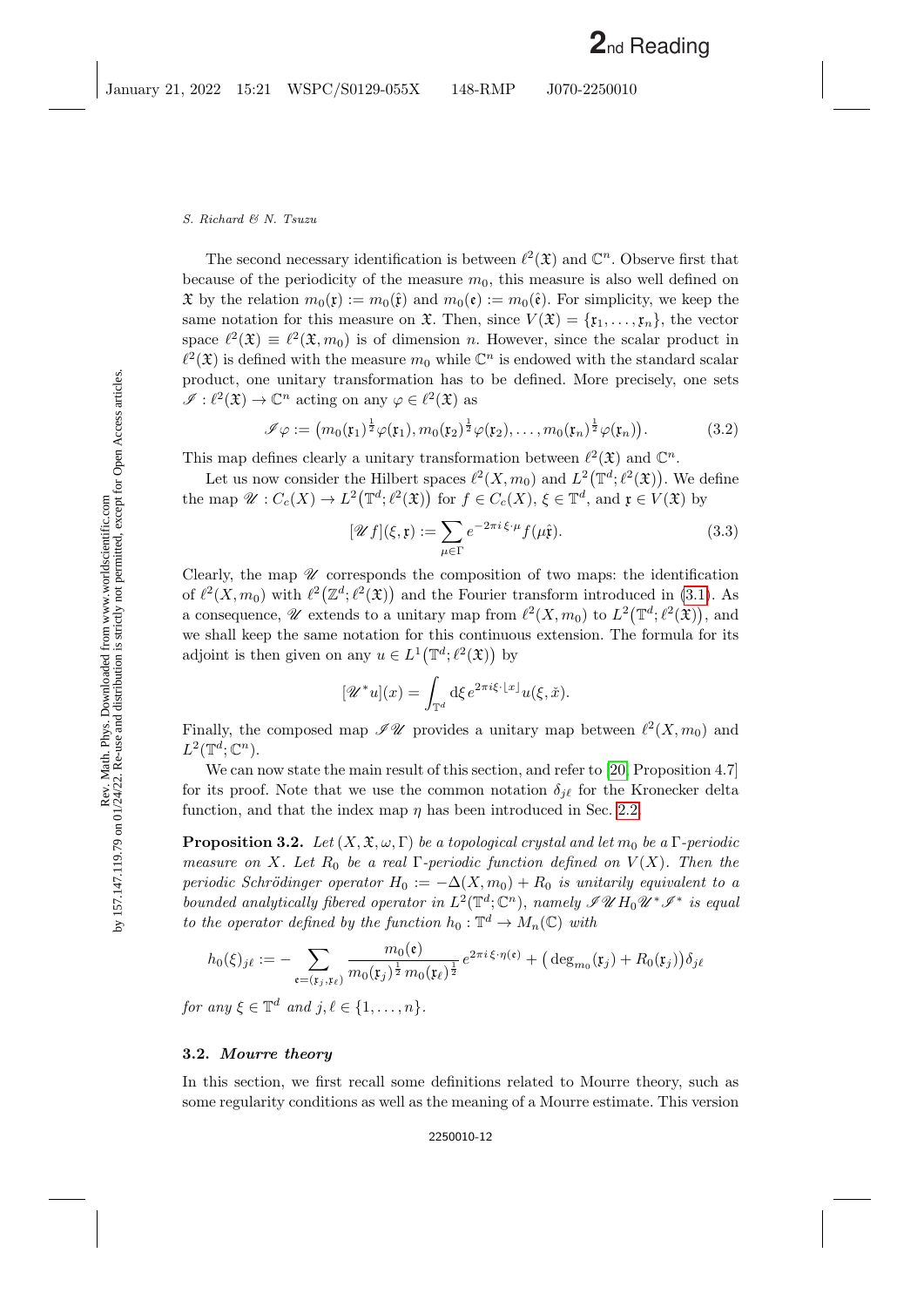The second necessary identification is between $\ell^2(\mathfrak{X})$ and $\mathbb{C}^n$. Observe first that because of the periodicity of the measure $m_0$, this measure is also well defined on $\mathfrak{X}$ by the relation $m_0(\mathfrak{x}) := m_0(\hat{\mathfrak{x}})$ and $m_0(\mathfrak{e}) := m_0(\hat{\mathfrak{e}})$. For simplicity, we keep the same notation for this measure on $\mathfrak{X}$. Then, since $V(\mathfrak{X}) = \{\mathfrak{x}_1, \dots, \mathfrak{x}_n\}$, the vector space $\ell^2(\mathfrak{X}) \equiv \ell^2(\mathfrak{X}, m_0)$ is of dimension $n$. However, since the scalar product in $\ell^2(\mathfrak{X})$ is defined with the measure $m_0$ while $\mathbb{C}^n$ is endowed with the standard scalar product, one unitary transformation has to be defined. More precisely, one sets $\mathscr{I} : \ell^2(\mathfrak{X}) \to \mathbb{C}^n$ acting on any $\varphi \in \ell^2(\mathfrak{X})$ as

$$\mathscr{I}\varphi := \big(m_0(\mathfrak{x}_1)^{\frac{1}{2}}\varphi(\mathfrak{x}_1), m_0(\mathfrak{x}_2)^{\frac{1}{2}}\varphi(\mathfrak{x}_2), \dots, m_0(\mathfrak{x}_n)^{\frac{1}{2}}\varphi(\mathfrak{x}_n)\big). \tag{3.2}$$

This map defines clearly a unitary transformation between $\ell^2(\mathfrak{X})$ and $\mathbb{C}^n$.

Let us now consider the Hilbert spaces $\ell^2(X, m_0)$ and $L^2\big(\mathbb{T}^d; \ell^2(\mathfrak{X})\big)$. We define the map $\mathscr{U} : C_c(X) \to L^2\big(\mathbb{T}^d; \ell^2(\mathfrak{X})\big)$ for $f \in C_c(X)$, $\xi \in \mathbb{T}^d$, and $\mathfrak{x} \in V(\mathfrak{X})$ by

$$[\mathscr{U} f](\xi, \mathfrak{x}) := \sum_{\mu \in \Gamma} e^{-2\pi i\, \xi \cdot \mu} f(\mu \hat{\mathfrak{x}}). \tag{3.3}$$

Clearly, the map $\mathscr{U}$ corresponds the composition of two maps: the identification of $\ell^2(X, m_0)$ with $\ell^2\big(\mathbb{Z}^d; \ell^2(\mathfrak{X})\big)$ and the Fourier transform introduced in (3.1). As a consequence, $\mathscr{U}$ extends to a unitary map from $\ell^2(X, m_0)$ to $L^2\big(\mathbb{T}^d; \ell^2(\mathfrak{X})\big)$, and we shall keep the same notation for this continuous extension. The formula for its adjoint is then given on any $u \in L^1\big(\mathbb{T}^d; \ell^2(\mathfrak{X})\big)$ by

$$[\mathscr{U}^* u](x) = \int_{\mathbb{T}^d} \mathrm{d}\xi\, e^{2\pi i \xi \cdot \lfloor x \rfloor} u(\xi, \check{x}).$$

Finally, the composed map $\mathscr{I}\mathscr{U}$ provides a unitary map between $\ell^2(X, m_0)$ and $L^2(\mathbb{T}^d; \mathbb{C}^n)$.

We can now state the main result of this section, and refer to [20, Proposition 4.7] for its proof. Note that we use the common notation $\delta_{j\ell}$ for the Kronecker delta function, and that the index map $\eta$ has been introduced in Sec. 2.2.

**Proposition 3.2.** *Let $(X, \mathfrak{X}, \omega, \Gamma)$ be a topological crystal and let $m_0$ be a $\Gamma$-periodic measure on $X$. Let $R_0$ be a real $\Gamma$-periodic function defined on $V(X)$. Then the periodic Schrödinger operator $H_0 := -\Delta(X, m_0) + R_0$ is unitarily equivalent to a bounded analytically fibered operator in $L^2(\mathbb{T}^d; \mathbb{C}^n)$, namely $\mathscr{I}\mathscr{U} H_0 \mathscr{U}^* \mathscr{I}^*$ is equal to the operator defined by the function $h_0 : \mathbb{T}^d \to M_n(\mathbb{C})$ with*

$$h_0(\xi)_{j\ell} := -\sum_{\mathfrak{e} = (\mathfrak{x}_j, \mathfrak{x}_\ell)} \frac{m_0(\mathfrak{e})}{m_0(\mathfrak{x}_j)^{\frac{1}{2}}\, m_0(\mathfrak{x}_\ell)^{\frac{1}{2}}} e^{2\pi i\, \xi \cdot \eta(\mathfrak{e})} + \big(\deg_{m_0}(\mathfrak{x}_j) + R_0(\mathfrak{x}_j)\big)\delta_{j\ell}$$

*for any $\xi \in \mathbb{T}^d$ and $j, \ell \in \{1, \dots, n\}$.*

### 3.2. *Mourre theory*

In this section, we first recall some definitions related to Mourre theory, such as some regularity conditions as well as the meaning of a Mourre estimate. This version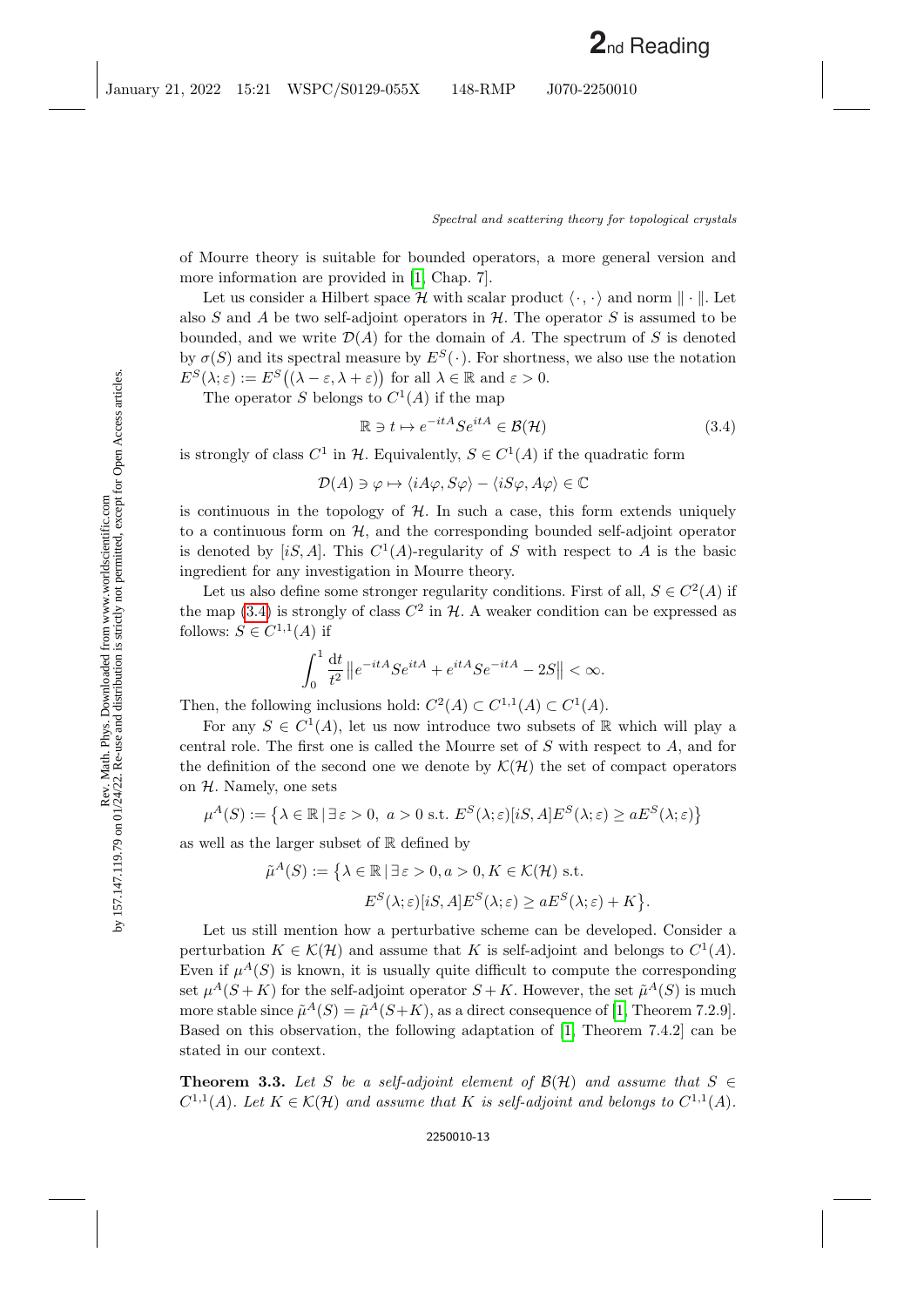of Mourre theory is suitable for bounded operators, a more general version and more information are provided in [1, Chap. 7].

Let us consider a Hilbert space $\mathcal{H}$ with scalar product $\langle \cdot, \cdot \rangle$ and norm $\| \cdot \|$. Let also $S$ and $A$ be two self-adjoint operators in $\mathcal{H}$. The operator $S$ is assumed to be bounded, and we write $\mathcal{D}(A)$ for the domain of $A$. The spectrum of $S$ is denoted by $\sigma(S)$ and its spectral measure by $E^S(\cdot)$. For shortness, we also use the notation $E^S(\lambda; \varepsilon) := E^S\big((\lambda - \varepsilon, \lambda + \varepsilon)\big)$ for all $\lambda \in \mathbb{R}$ and $\varepsilon > 0$.

The operator $S$ belongs to $C^1(A)$ if the map

$$\mathbb{R} \ni t \mapsto e^{-itA} S e^{itA} \in \mathcal{B}(\mathcal{H}) \tag{3.4}$$

is strongly of class $C^1$ in $\mathcal{H}$. Equivalently, $S \in C^1(A)$ if the quadratic form

$$\mathcal{D}(A) \ni \varphi \mapsto \langle iA\varphi, S\varphi \rangle - \langle iS\varphi, A\varphi \rangle \in \mathbb{C}$$

is continuous in the topology of $\mathcal{H}$. In such a case, this form extends uniquely to a continuous form on $\mathcal{H}$, and the corresponding bounded self-adjoint operator is denoted by $[iS, A]$. This $C^1(A)$-regularity of $S$ with respect to $A$ is the basic ingredient for any investigation in Mourre theory.

Let us also define some stronger regularity conditions. First of all, $S \in C^2(A)$ if the map (3.4) is strongly of class $C^2$ in $\mathcal{H}$. A weaker condition can be expressed as follows: $S \in C^{1,1}(A)$ if

$$\int_0^1 \frac{\mathrm{d}t}{t^2} \big\| e^{-itA} S e^{itA} + e^{itA} S e^{-itA} - 2S \big\| < \infty.$$

Then, the following inclusions hold: $C^2(A) \subset C^{1,1}(A) \subset C^1(A)$.

For any $S \in C^1(A)$, let us now introduce two subsets of $\mathbb{R}$ which will play a central role. The first one is called the Mourre set of $S$ with respect to $A$, and for the definition of the second one we denote by $\mathcal{K}(\mathcal{H})$ the set of compact operators on $\mathcal{H}$. Namely, one sets

$$\mu^A(S) := \big\{ \lambda \in \mathbb{R} \mid \exists\, \varepsilon > 0,\ a > 0 \text{ s.t. } E^S(\lambda; \varepsilon)[iS, A]E^S(\lambda; \varepsilon) \geq aE^S(\lambda; \varepsilon) \big\}$$

as well as the larger subset of $\mathbb{R}$ defined by

$$\begin{aligned} \tilde{\mu}^A(S) := \big\{ \lambda \in \mathbb{R} \mid\, & \exists\, \varepsilon > 0, a > 0, K \in \mathcal{K}(\mathcal{H}) \text{ s.t.} \\ & E^S(\lambda; \varepsilon)[iS, A]E^S(\lambda; \varepsilon) \geq aE^S(\lambda; \varepsilon) + K \big\}. \end{aligned}$$

Let us still mention how a perturbative scheme can be developed. Consider a perturbation $K \in \mathcal{K}(\mathcal{H})$ and assume that $K$ is self-adjoint and belongs to $C^1(A)$. Even if $\mu^A(S)$ is known, it is usually quite difficult to compute the corresponding set $\mu^A(S + K)$ for the self-adjoint operator $S + K$. However, the set $\tilde{\mu}^A(S)$ is much more stable since $\tilde{\mu}^A(S) = \tilde{\mu}^A(S+K)$, as a direct consequence of [1, Theorem 7.2.9]. Based on this observation, the following adaptation of [1, Theorem 7.4.2] can be stated in our context.

**Theorem 3.3.** *Let $S$ be a self-adjoint element of $\mathcal{B}(\mathcal{H})$ and assume that $S \in C^{1,1}(A)$. Let $K \in \mathcal{K}(\mathcal{H})$ and assume that $K$ is self-adjoint and belongs to $C^{1,1}(A)$.*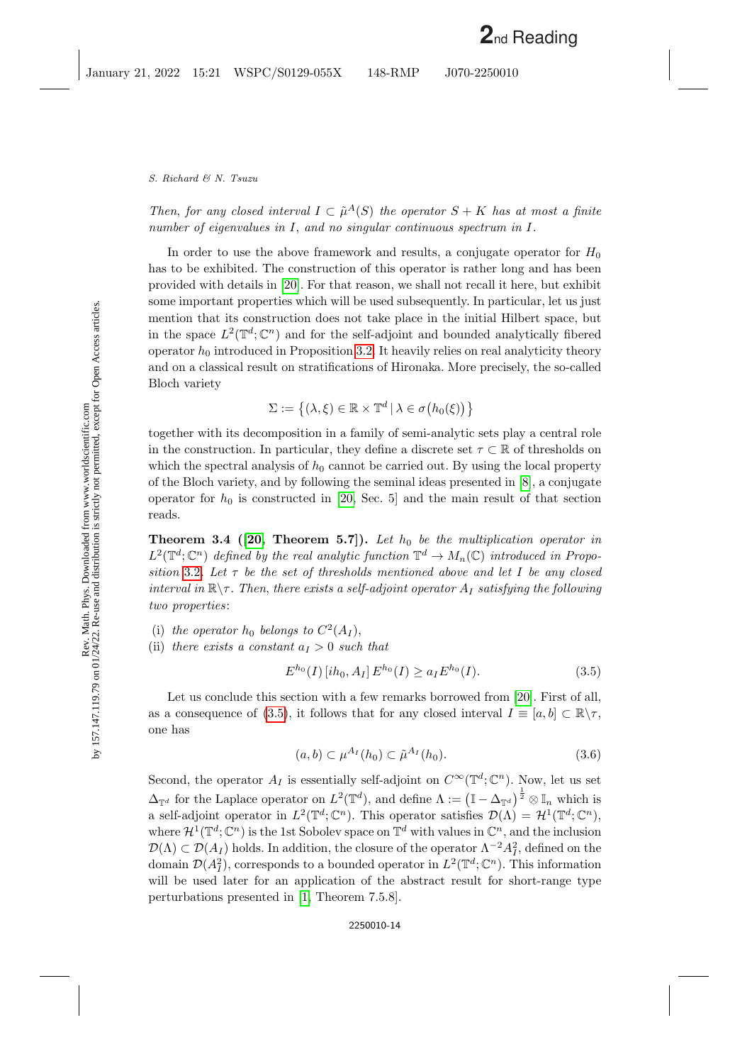*Then, for any closed interval $I \subset \tilde{\mu}^A(S)$ the operator $S + K$ has at most a finite number of eigenvalues in $I$, and no singular continuous spectrum in $I$.*

In order to use the above framework and results, a conjugate operator for $H_0$ has to be exhibited. The construction of this operator is rather long and has been provided with details in [20]. For that reason, we shall not recall it here, but exhibit some important properties which will be used subsequently. In particular, let us just mention that its construction does not take place in the initial Hilbert space, but in the space $L^2(\mathbb{T}^d; \mathbb{C}^n)$ and for the self-adjoint and bounded analytically fibered operator $h_0$ introduced in Proposition 3.2. It heavily relies on real analyticity theory and on a classical result on stratifications of Hironaka. More precisely, the so-called Bloch variety

$$\Sigma := \big\{(\lambda, \xi) \in \mathbb{R} \times \mathbb{T}^d \mid \lambda \in \sigma\big(h_0(\xi)\big)\big\}$$

together with its decomposition in a family of semi-analytic sets play a central role in the construction. In particular, they define a discrete set $\tau \subset \mathbb{R}$ of thresholds on which the spectral analysis of $h_0$ cannot be carried out. By using the local property of the Bloch variety, and by following the seminal ideas presented in [8], a conjugate operator for $h_0$ is constructed in [20, Sec. 5] and the main result of that section reads.

**Theorem 3.4 ([20, Theorem 5.7]).** *Let $h_0$ be the multiplication operator in $L^2(\mathbb{T}^d; \mathbb{C}^n)$ defined by the real analytic function $\mathbb{T}^d \to M_n(\mathbb{C})$ introduced in Proposition 3.2. Let $\tau$ be the set of thresholds mentioned above and let $I$ be any closed interval in $\mathbb{R}\backslash\tau$. Then, there exists a self-adjoint operator $A_I$ satisfying the following two properties*:

(i) *the operator $h_0$ belongs to $C^2(A_I)$*,

(ii) *there exists a constant $a_I > 0$ such that*

$$E^{h_0}(I)\,[ih_0, A_I]\,E^{h_0}(I) \geq a_I E^{h_0}(I). \tag{3.5}$$

Let us conclude this section with a few remarks borrowed from [20]. First of all, as a consequence of (3.5), it follows that for any closed interval $I \equiv [a, b] \subset \mathbb{R}\backslash\tau$, one has

$$(a, b) \subset \mu^{A_I}(h_0) \subset \tilde{\mu}^{A_I}(h_0). \tag{3.6}$$

Second, the operator $A_I$ is essentially self-adjoint on $C^\infty(\mathbb{T}^d; \mathbb{C}^n)$. Now, let us set $\Delta_{\mathbb{T}^d}$ for the Laplace operator on $L^2(\mathbb{T}^d)$, and define $\Lambda := \big(\mathbb{I} - \Delta_{\mathbb{T}^d}\big)^{\frac{1}{2}} \otimes \mathbb{I}_n$ which is a self-adjoint operator in $L^2(\mathbb{T}^d; \mathbb{C}^n)$. This operator satisfies $\mathcal{D}(\Lambda) = \mathcal{H}^1(\mathbb{T}^d; \mathbb{C}^n)$, where $\mathcal{H}^1(\mathbb{T}^d; \mathbb{C}^n)$ is the 1st Sobolev space on $\mathbb{T}^d$ with values in $\mathbb{C}^n$, and the inclusion $\mathcal{D}(\Lambda) \subset \mathcal{D}(A_I)$ holds. In addition, the closure of the operator $\Lambda^{-2} A_I^2$, defined on the domain $\mathcal{D}(A_I^2)$, corresponds to a bounded operator in $L^2(\mathbb{T}^d; \mathbb{C}^n)$. This information will be used later for an application of the abstract result for short-range type perturbations presented in [1, Theorem 7.5.8].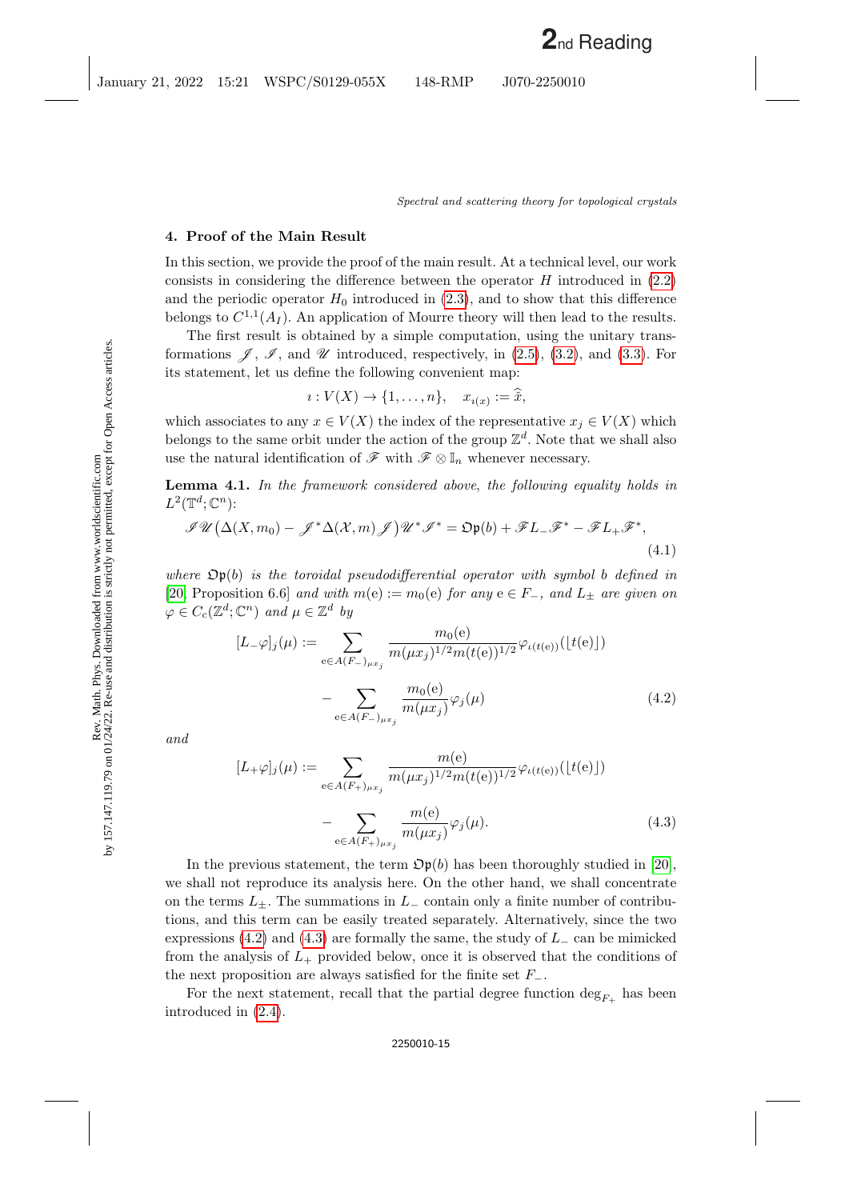## 4. Proof of the Main Result

In this section, we provide the proof of the main result. At a technical level, our work consists in considering the difference between the operator $H$ introduced in (2.2) and the periodic operator $H_0$ introduced in (2.3), and to show that this difference belongs to $C^{1,1}(A_I)$. An application of Mourre theory will then lead to the results.

The first result is obtained by a simple computation, using the unitary transformations $\mathscr{J}$, $\mathscr{I}$, and $\mathscr{U}$ introduced, respectively, in (2.5), (3.2), and (3.3). For its statement, let us define the following convenient map:

$$\imath : V(X) \to \{1, \ldots, n\}, \quad x_{\imath(x)} := \hat{\tilde{x}},$$

which associates to any $x \in V(X)$ the index of the representative $x_j \in V(X)$ which belongs to the same orbit under the action of the group $\mathbb{Z}^d$. Note that we shall also use the natural identification of $\mathscr{F}$ with $\mathscr{F} \otimes \mathbb{I}_n$ whenever necessary.

**Lemma 4.1.** *In the framework considered above, the following equality holds in* $L^2(\mathbb{T}^d; \mathbb{C}^n)$:

$$\mathscr{I}\mathscr{U}\big(\Delta(X, m_0) - \mathscr{J}^*\Delta(\mathcal{X}, m)\mathscr{J}\big)\mathscr{U}^*\mathscr{I}^* = \mathfrak{Op}(b) + \mathscr{F}L_-\mathscr{F}^* - \mathscr{F}L_+\mathscr{F}^*, \tag{4.1}$$

*where* $\mathfrak{Op}(b)$ *is the toroidal pseudodifferential operator with symbol* $b$ *defined in* [20, Proposition 6.6] *and with* $m(\mathrm{e}) := m_0(\mathrm{e})$ *for any* $\mathrm{e} \in F_-$, *and* $L_\pm$ *are given on* $\varphi \in C_c(\mathbb{Z}^d; \mathbb{C}^n)$ *and* $\mu \in \mathbb{Z}^d$ *by*

$$\begin{aligned}
[L_-\varphi]_j(\mu) := & \sum_{\mathrm{e} \in A(F_-)_{\mu x_j}} \frac{m_0(\mathrm{e})}{m(\mu x_j)^{1/2} m(t(\mathrm{e}))^{1/2}} \varphi_{\imath(t(\mathrm{e}))}(\lfloor t(\mathrm{e}) \rfloor) \\
& - \sum_{\mathrm{e} \in A(F_-)_{\mu x_j}} \frac{m_0(\mathrm{e})}{m(\mu x_j)} \varphi_j(\mu)
\end{aligned} \tag{4.2}$$

*and*

$$\begin{aligned}
[L_+\varphi]_j(\mu) := & \sum_{\mathrm{e} \in A(F_+)_{\mu x_j}} \frac{m(\mathrm{e})}{m(\mu x_j)^{1/2} m(t(\mathrm{e}))^{1/2}} \varphi_{\imath(t(\mathrm{e}))}(\lfloor t(\mathrm{e}) \rfloor) \\
& - \sum_{\mathrm{e} \in A(F_+)_{\mu x_j}} \frac{m(\mathrm{e})}{m(\mu x_j)} \varphi_j(\mu).
\end{aligned} \tag{4.3}$$

In the previous statement, the term $\mathfrak{Op}(b)$ has been thoroughly studied in [20], we shall not reproduce its analysis here. On the other hand, we shall concentrate on the terms $L_\pm$. The summations in $L_-$ contain only a finite number of contributions, and this term can be easily treated separately. Alternatively, since the two expressions (4.2) and (4.3) are formally the same, the study of $L_-$ can be mimicked from the analysis of $L_+$ provided below, once it is observed that the conditions of the next proposition are always satisfied for the finite set $F_-$.

For the next statement, recall that the partial degree function $\deg_{F_+}$ has been introduced in (2.4).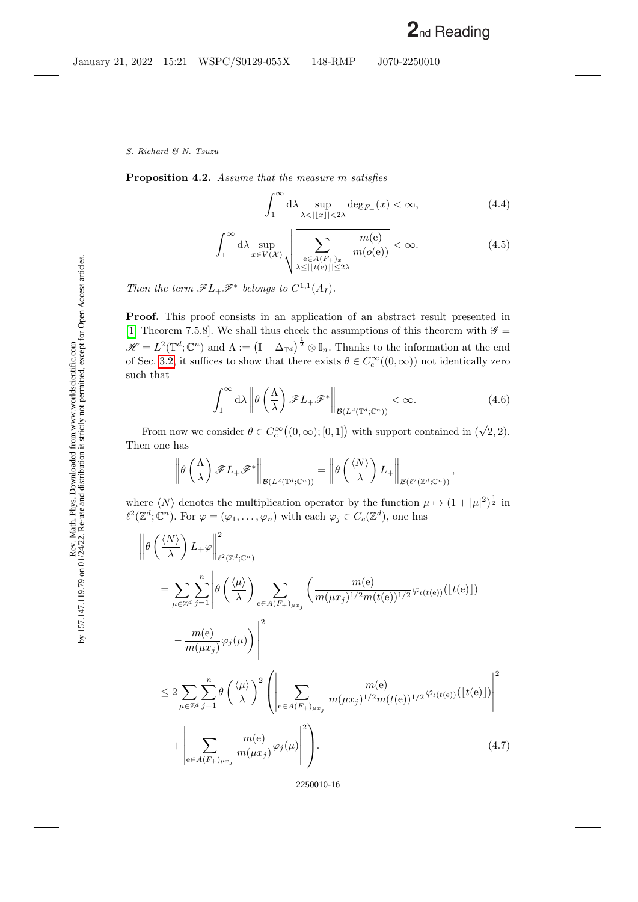**Proposition 4.2.** *Assume that the measure $m$ satisfies*

$$\int_1^\infty \mathrm{d}\lambda \sup_{\lambda < |\lfloor x \rfloor| < 2\lambda} \deg_{F_+}(x) < \infty, \tag{4.4}$$

$$\int_1^\infty \mathrm{d}\lambda \sup_{x \in V(\mathcal{X})} \sqrt{\sum_{\substack{\mathrm{e} \in A(F_+)_x \\ \lambda \leq |\lfloor t(\mathrm{e}) \rfloor| \leq 2\lambda}} \frac{m(\mathrm{e})}{m(o(\mathrm{e}))}} < \infty. \tag{4.5}$$

*Then the term $\mathscr{F} L_+ \mathscr{F}^*$ belongs to $C^{1,1}(A_I)$.*

**Proof.** This proof consists in an application of an abstract result presented in [1, Theorem 7.5.8]. We shall thus check the assumptions of this theorem with $\mathscr{G} = \mathscr{H} = L^2(\mathbb{T}^d; \mathbb{C}^n)$ and $\Lambda := \left(\mathbb{I} - \Delta_{\mathbb{T}^d}\right)^{\frac{1}{2}} \otimes \mathbb{I}_n$. Thanks to the information at the end of Sec. 3.2, it suffices to show that there exists $\theta \in C_c^\infty((0, \infty))$ not identically zero such that

$$\int_1^\infty \mathrm{d}\lambda \left\| \theta\left(\frac{\Lambda}{\lambda}\right) \mathscr{F} L_+ \mathscr{F}^* \right\|_{\mathcal{B}(L^2(\mathbb{T}^d; \mathbb{C}^n))} < \infty. \tag{4.6}$$

From now we consider $\theta \in C_c^\infty\big((0, \infty); [0, 1]\big)$ with support contained in $(\sqrt{2}, 2)$. Then one has

$$\left\| \theta\left(\frac{\Lambda}{\lambda}\right) \mathscr{F} L_+ \mathscr{F}^* \right\|_{\mathcal{B}(L^2(\mathbb{T}^d; \mathbb{C}^n))} = \left\| \theta\left(\frac{\langle N \rangle}{\lambda}\right) L_+ \right\|_{\mathcal{B}(\ell^2(\mathbb{Z}^d; \mathbb{C}^n))},$$

where $\langle N \rangle$ denotes the multiplication operator by the function $\mu \mapsto (1 + |\mu|^2)^{\frac{1}{2}}$ in $\ell^2(\mathbb{Z}^d; \mathbb{C}^n)$. For $\varphi = (\varphi_1, \ldots, \varphi_n)$ with each $\varphi_j \in C_c(\mathbb{Z}^d)$, one has

$$\begin{aligned}
&\left\| \theta\left(\frac{\langle N \rangle}{\lambda}\right) L_+ \varphi \right\|^2_{\ell^2(\mathbb{Z}^d; \mathbb{C}^n)} \\
&= \sum_{\mu \in \mathbb{Z}^d} \sum_{j=1}^n \left| \theta\left(\frac{\langle \mu \rangle}{\lambda}\right) \sum_{\mathrm{e} \in A(F_+)_{\mu x_j}} \left( \frac{m(\mathrm{e})}{m(\mu x_j)^{1/2} m(t(\mathrm{e}))^{1/2}} \varphi_{\iota(t(\mathrm{e}))}(\lfloor t(\mathrm{e}) \rfloor) \right.\right. \\
&\qquad \left.\left. - \frac{m(\mathrm{e})}{m(\mu x_j)} \varphi_j(\mu) \right) \right|^2 \\
&\leq 2 \sum_{\mu \in \mathbb{Z}^d} \sum_{j=1}^n \theta\left(\frac{\langle \mu \rangle}{\lambda}\right)^2 \left( \left| \sum_{\mathrm{e} \in A(F_+)_{\mu x_j}} \frac{m(\mathrm{e})}{m(\mu x_j)^{1/2} m(t(\mathrm{e}))^{1/2}} \varphi_{\iota(t(\mathrm{e}))}(\lfloor t(\mathrm{e}) \rfloor) \right|^2 \right. \\
&\qquad \left. + \left| \sum_{\mathrm{e} \in A(F_+)_{\mu x_j}} \frac{m(\mathrm{e})}{m(\mu x_j)} \varphi_j(\mu) \right|^2 \right).
\end{aligned} \tag{4.7}$$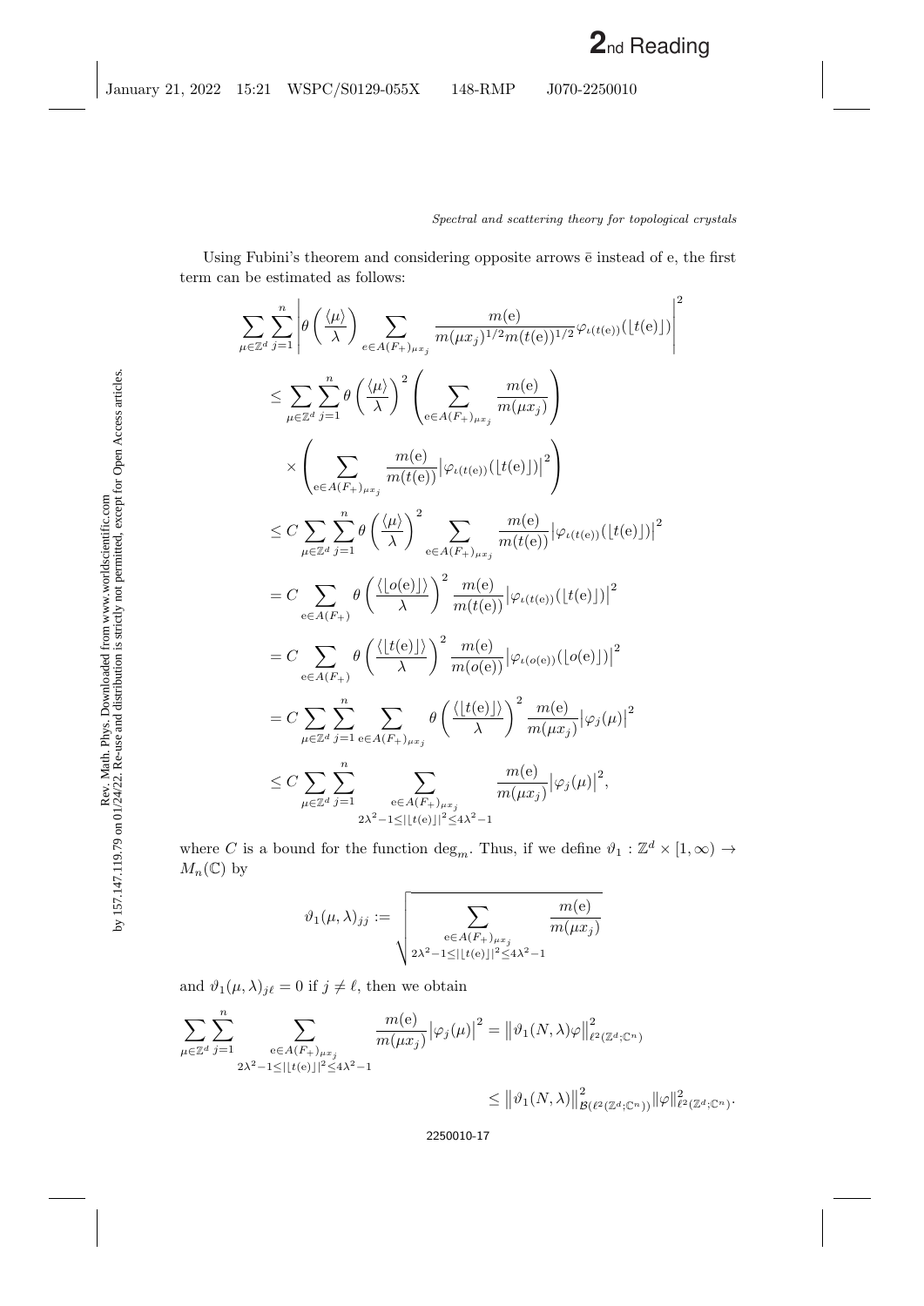Using Fubini's theorem and considering opposite arrows $\bar{\mathrm{e}}$ instead of e, the first term can be estimated as follows:

$$
\begin{aligned}
&\sum_{\mu\in\mathbb{Z}^d}\sum_{j=1}^{n}\left|\theta\left(\frac{\langle\mu\rangle}{\lambda}\right)\sum_{\mathrm{e}\in A(F_+)_{\mu x_j}}\frac{m(\mathrm{e})}{m(\mu x_j)^{1/2}m(t(\mathrm{e}))^{1/2}}\varphi_{\iota(t(\mathrm{e}))}(\lfloor t(\mathrm{e})\rfloor)\right|^2\\
&\le \sum_{\mu\in\mathbb{Z}^d}\sum_{j=1}^{n}\theta\left(\frac{\langle\mu\rangle}{\lambda}\right)^2\left(\sum_{\mathrm{e}\in A(F_+)_{\mu x_j}}\frac{m(\mathrm{e})}{m(\mu x_j)}\right)\\
&\quad\times\left(\sum_{\mathrm{e}\in A(F_+)_{\mu x_j}}\frac{m(\mathrm{e})}{m(t(\mathrm{e}))}\big|\varphi_{\iota(t(\mathrm{e}))}(\lfloor t(\mathrm{e})\rfloor)\big|^2\right)\\
&\le C\sum_{\mu\in\mathbb{Z}^d}\sum_{j=1}^{n}\theta\left(\frac{\langle\mu\rangle}{\lambda}\right)^2\sum_{\mathrm{e}\in A(F_+)_{\mu x_j}}\frac{m(\mathrm{e})}{m(t(\mathrm{e}))}\big|\varphi_{\iota(t(\mathrm{e}))}(\lfloor t(\mathrm{e})\rfloor)\big|^2\\
&= C\sum_{\mathrm{e}\in A(F_+)}\theta\left(\frac{\langle\lfloor o(\mathrm{e})\rfloor\rangle}{\lambda}\right)^2\frac{m(\mathrm{e})}{m(t(\mathrm{e}))}\big|\varphi_{\iota(t(\mathrm{e}))}(\lfloor t(\mathrm{e})\rfloor)\big|^2\\
&= C\sum_{\mathrm{e}\in A(F_+)}\theta\left(\frac{\langle\lfloor t(\mathrm{e})\rfloor\rangle}{\lambda}\right)^2\frac{m(\mathrm{e})}{m(o(\mathrm{e}))}\big|\varphi_{\iota(o(\mathrm{e}))}(\lfloor o(\mathrm{e})\rfloor)\big|^2\\
&= C\sum_{\mu\in\mathbb{Z}^d}\sum_{j=1}^{n}\sum_{\mathrm{e}\in A(F_+)_{\mu x_j}}\theta\left(\frac{\langle\lfloor t(\mathrm{e})\rfloor\rangle}{\lambda}\right)^2\frac{m(\mathrm{e})}{m(\mu x_j)}\big|\varphi_j(\mu)\big|^2\\
&\le C\sum_{\mu\in\mathbb{Z}^d}\sum_{j=1}^{n}\sum_{\substack{\mathrm{e}\in A(F_+)_{\mu x_j}\\ 2\lambda^2-1\le|\lfloor t(\mathrm{e})\rfloor|^2\le 4\lambda^2-1}}\frac{m(\mathrm{e})}{m(\mu x_j)}\big|\varphi_j(\mu)\big|^2,
\end{aligned}
$$

where $C$ is a bound for the function $\deg_m$. Thus, if we define $\vartheta_1:\mathbb{Z}^d\times[1,\infty)\to M_n(\mathbb{C})$ by

$$
\vartheta_1(\mu,\lambda)_{jj}:=\sqrt{\sum_{\substack{\mathrm{e}\in A(F_+)_{\mu x_j}\\ 2\lambda^2-1\le|\lfloor t(\mathrm{e})\rfloor|^2\le 4\lambda^2-1}}\frac{m(\mathrm{e})}{m(\mu x_j)}}
$$

and $\vartheta_1(\mu,\lambda)_{j\ell}=0$ if $j\neq\ell$, then we obtain

$$
\begin{aligned}
\sum_{\mu\in\mathbb{Z}^d}\sum_{j=1}^{n}\sum_{\substack{\mathrm{e}\in A(F_+)_{\mu x_j}\\ 2\lambda^2-1\le|\lfloor t(\mathrm{e})\rfloor|^2\le 4\lambda^2-1}}\frac{m(\mathrm{e})}{m(\mu x_j)}\big|\varphi_j(\mu)\big|^2 &= \big\|\vartheta_1(N,\lambda)\varphi\big\|^2_{\ell^2(\mathbb{Z}^d;\mathbb{C}^n)}\\
&\le \big\|\vartheta_1(N,\lambda)\big\|^2_{\mathcal{B}(\ell^2(\mathbb{Z}^d;\mathbb{C}^n))}\|\varphi\|^2_{\ell^2(\mathbb{Z}^d;\mathbb{C}^n)}.
\end{aligned}
$$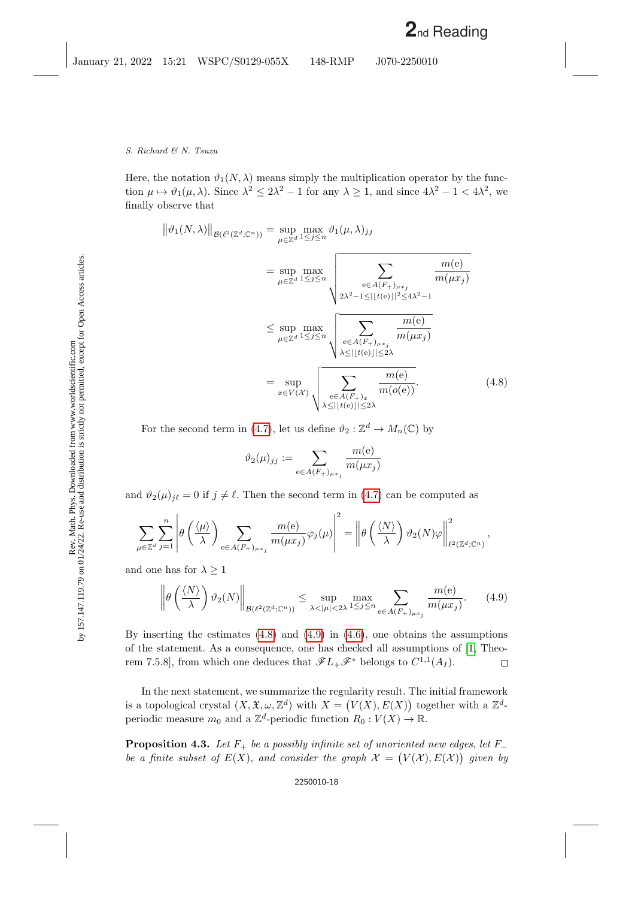Here, the notation $\vartheta_1(N,\lambda)$ means simply the multiplication operator by the function $\mu \mapsto \vartheta_1(\mu,\lambda)$. Since $\lambda^2 \leq 2\lambda^2 - 1$ for any $\lambda \geq 1$, and since $4\lambda^2 - 1 < 4\lambda^2$, we finally observe that

$$
\begin{aligned}
\big\|\vartheta_1(N,\lambda)\big\|_{\mathcal{B}(\ell^2(\mathbb{Z}^d;\mathbb{C}^n))} &= \sup_{\mu\in\mathbb{Z}^d} \max_{1\leq j\leq n} \vartheta_1(\mu,\lambda)_{jj} \\
&= \sup_{\mu\in\mathbb{Z}^d} \max_{1\leq j\leq n} \sqrt{\sum_{\substack{\mathrm{e}\in A(F_+)_{\mu x_j} \\ 2\lambda^2-1\leq |\lfloor t(\mathrm{e})\rfloor|^2 \leq 4\lambda^2-1}} \frac{m(\mathrm{e})}{m(\mu x_j)}} \\
&\leq \sup_{\mu\in\mathbb{Z}^d} \max_{1\leq j\leq n} \sqrt{\sum_{\substack{\mathrm{e}\in A(F_+)_{\mu x_j} \\ \lambda\leq |\lfloor t(\mathrm{e})\rfloor| \leq 2\lambda}} \frac{m(\mathrm{e})}{m(\mu x_j)}} \\
&= \sup_{x\in V(\mathcal{X})} \sqrt{\sum_{\substack{\mathrm{e}\in A(F_+)_{x} \\ \lambda\leq |\lfloor t(\mathrm{e})\rfloor| \leq 2\lambda}} \frac{m(\mathrm{e})}{m(o(\mathrm{e}))}}.
\end{aligned}
\tag{4.8}
$$

For the second term in (4.7), let us define $\vartheta_2 : \mathbb{Z}^d \to M_n(\mathbb{C})$ by

$$
\vartheta_2(\mu)_{jj} := \sum_{\mathrm{e}\in A(F_+)_{\mu x_j}} \frac{m(\mathrm{e})}{m(\mu x_j)}
$$

and $\vartheta_2(\mu)_{j\ell} = 0$ if $j \neq \ell$. Then the second term in (4.7) can be computed as

$$
\sum_{\mu\in\mathbb{Z}^d} \sum_{j=1}^{n} \left| \theta\left(\frac{\langle\mu\rangle}{\lambda}\right) \sum_{\mathrm{e}\in A(F_+)_{\mu x_j}} \frac{m(\mathrm{e})}{m(\mu x_j)} \varphi_j(\mu) \right|^2 = \left\| \theta\left(\frac{\langle N\rangle}{\lambda}\right) \vartheta_2(N)\varphi \right\|^2_{\ell^2(\mathbb{Z}^d;\mathbb{C}^n)},
$$

and one has for $\lambda \geq 1$

$$
\left\| \theta\left(\frac{\langle N\rangle}{\lambda}\right) \vartheta_2(N) \right\|_{\mathcal{B}(\ell^2(\mathbb{Z}^d;\mathbb{C}^n))} \leq \sup_{\lambda<|\mu|<2\lambda} \max_{1\leq j\leq n} \sum_{\mathrm{e}\in A(F_+)_{\mu x_j}} \frac{m(\mathrm{e})}{m(\mu x_j)}. \tag{4.9}
$$

By inserting the estimates (4.8) and (4.9) in (4.6), one obtains the assumptions of the statement. As a consequence, one has checked all assumptions of [1, Theorem 7.5.8], from which one deduces that $\mathscr{F}L_+\mathscr{F}^*$ belongs to $C^{1,1}(A_I)$. $\square$

In the next statement, we summarize the regularity result. The initial framework is a topological crystal $(X, \mathfrak{X}, \omega, \mathbb{Z}^d)$ with $X = \big(V(X), E(X)\big)$ together with a $\mathbb{Z}^d$-periodic measure $m_0$ and a $\mathbb{Z}^d$-periodic function $R_0 : V(X) \to \mathbb{R}$.

**Proposition 4.3.** *Let $F_+$ be a possibly infinite set of unoriented new edges, let $F_-$ be a finite subset of $E(X)$, and consider the graph $\mathcal{X} = \big(V(\mathcal{X}), E(\mathcal{X})\big)$ given by*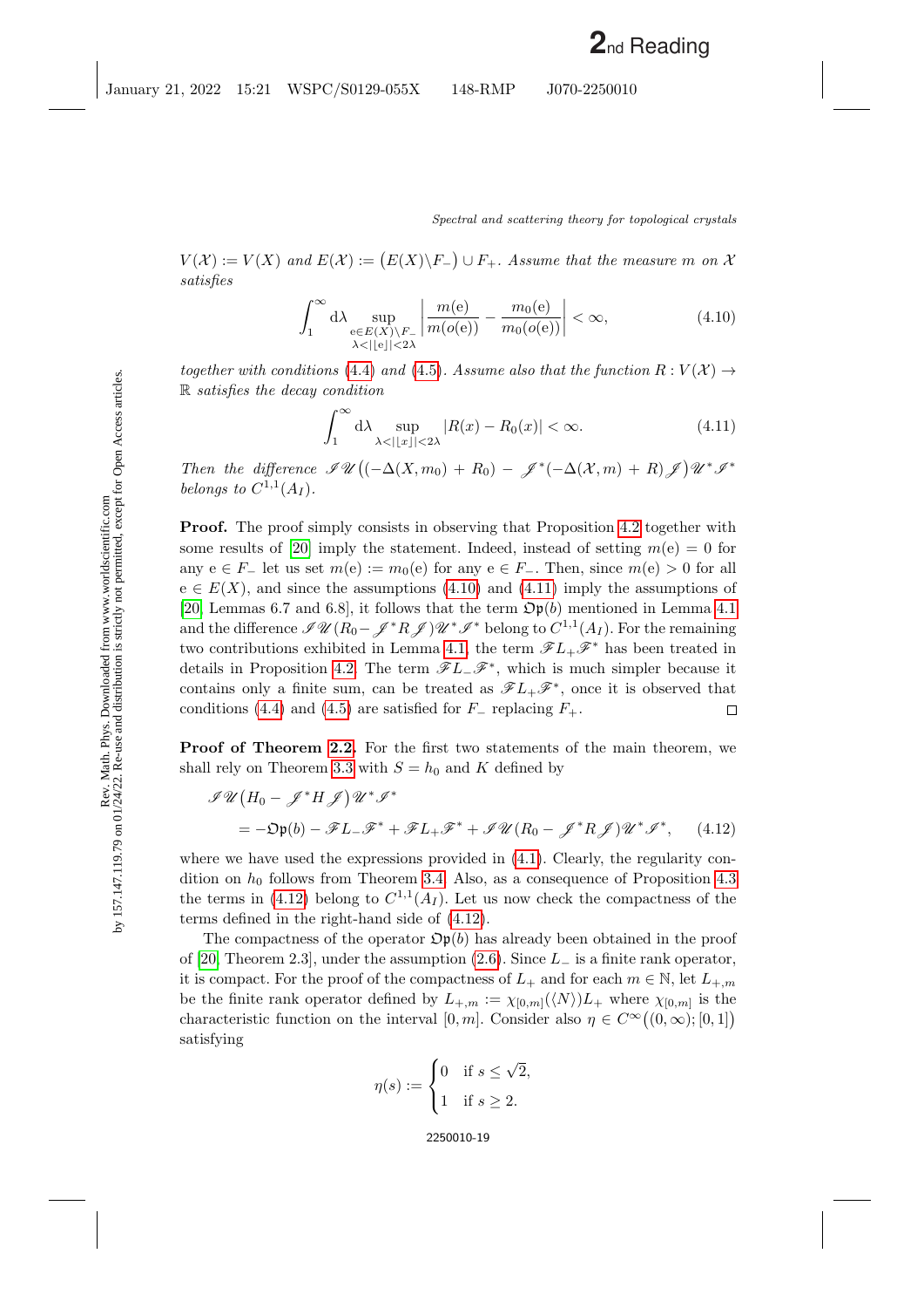$V(\mathcal{X}) := V(X)$ *and* $E(\mathcal{X}) := \big(E(X)\backslash F_-\big) \cup F_+$. *Assume that the measure* $m$ *on* $\mathcal{X}$ *satisfies*

$$\int_1^\infty \mathrm{d}\lambda \sup_{\substack{\mathrm{e}\in E(X)\backslash F_- \\ \lambda<|\lfloor \mathrm{e}\rfloor|<2\lambda}} \left| \frac{m(\mathrm{e})}{m(o(\mathrm{e}))} - \frac{m_0(\mathrm{e})}{m_0(o(\mathrm{e}))} \right| < \infty, \tag{4.10}$$

*together with conditions* (4.4) *and* (4.5). *Assume also that the function* $R : V(\mathcal{X}) \to \mathbb{R}$ *satisfies the decay condition*

$$\int_1^\infty \mathrm{d}\lambda \sup_{\lambda<|\lfloor x\rfloor|<2\lambda} |R(x) - R_0(x)| < \infty. \tag{4.11}$$

*Then the difference* $\mathscr{I}\mathscr{U}\big((-\Delta(X,m_0) + R_0) - \mathscr{J}^*(-\Delta(\mathcal{X},m) + R)\mathscr{J}\big)\mathscr{U}^*\mathscr{I}^*$ *belongs to* $C^{1,1}(A_I)$.

**Proof.** The proof simply consists in observing that Proposition 4.2 together with some results of [20] imply the statement. Indeed, instead of setting $m(\mathrm{e}) = 0$ for any $\mathrm{e} \in F_-$ let us set $m(\mathrm{e}) := m_0(\mathrm{e})$ for any $\mathrm{e} \in F_-$. Then, since $m(\mathrm{e}) > 0$ for all $\mathrm{e} \in E(X)$, and since the assumptions (4.10) and (4.11) imply the assumptions of [20, Lemmas 6.7 and 6.8], it follows that the term $\mathfrak{Op}(b)$ mentioned in Lemma 4.1 and the difference $\mathscr{I}\mathscr{U}(R_0 - \mathscr{J}^*R\mathscr{J})\mathscr{U}^*\mathscr{I}^*$ belong to $C^{1,1}(A_I)$. For the remaining two contributions exhibited in Lemma 4.1, the term $\mathscr{F}L_+\mathscr{F}^*$ has been treated in details in Proposition 4.2. The term $\mathscr{F}L_-\mathscr{F}^*$, which is much simpler because it contains only a finite sum, can be treated as $\mathscr{F}L_+\mathscr{F}^*$, once it is observed that conditions (4.4) and (4.5) are satisfied for $F_-$ replacing $F_+$. □

**Proof of Theorem 2.2.** For the first two statements of the main theorem, we shall rely on Theorem 3.3 with $S = h_0$ and $K$ defined by

$$\begin{aligned} &\mathscr{I}\mathscr{U}\big(H_0 - \mathscr{J}^*H\mathscr{J}\big)\mathscr{U}^*\mathscr{I}^* \\ &\quad = -\mathfrak{Op}(b) - \mathscr{F}L_-\mathscr{F}^* + \mathscr{F}L_+\mathscr{F}^* + \mathscr{I}\mathscr{U}(R_0 - \mathscr{J}^*R\mathscr{J})\mathscr{U}^*\mathscr{I}^*, \end{aligned} \tag{4.12}$$

where we have used the expressions provided in (4.1). Clearly, the regularity condition on $h_0$ follows from Theorem 3.4. Also, as a consequence of Proposition 4.3 the terms in (4.12) belong to $C^{1,1}(A_I)$. Let us now check the compactness of the terms defined in the right-hand side of (4.12).

The compactness of the operator $\mathfrak{Op}(b)$ has already been obtained in the proof of [20, Theorem 2.3], under the assumption (2.6). Since $L_-$ is a finite rank operator, it is compact. For the proof of the compactness of $L_+$ and for each $m \in \mathbb{N}$, let $L_{+,m}$ be the finite rank operator defined by $L_{+,m} := \chi_{[0,m]}(\langle N\rangle)L_+$ where $\chi_{[0,m]}$ is the characteristic function on the interval $[0,m]$. Consider also $\eta \in C^\infty\big((0,\infty);[0,1]\big)$ satisfying

$$\eta(s) := \begin{cases} 0 & \text{if } s \le \sqrt{2}, \\ 1 & \text{if } s \ge 2. \end{cases}$$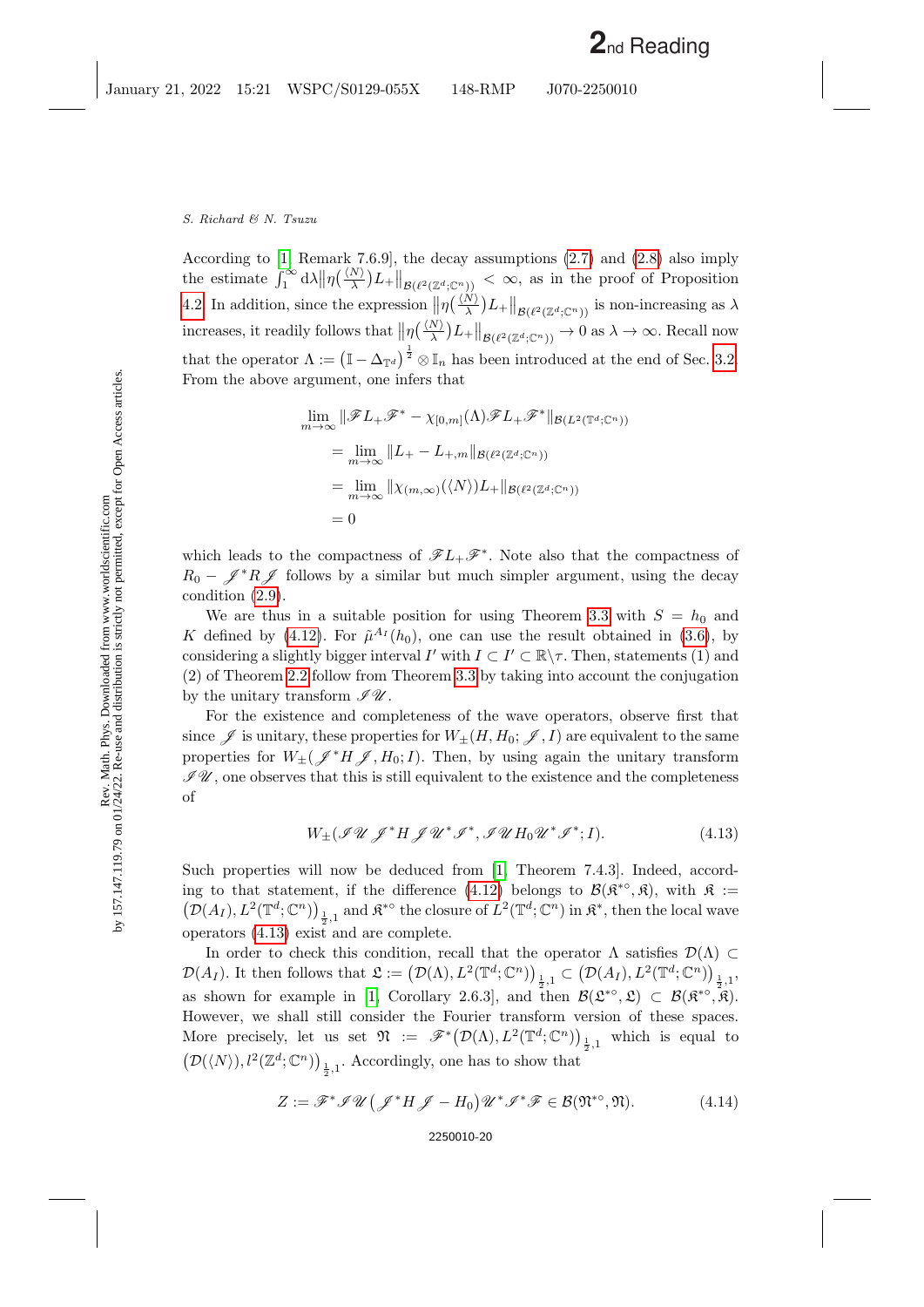According to [1, Remark 7.6.9], the decay assumptions (2.7) and (2.8) also imply the estimate $\int_1^\infty \mathrm{d}\lambda \big\|\eta\big(\frac{\langle N\rangle}{\lambda}\big)L_+\big\|_{\mathcal{B}(\ell^2(\mathbb{Z}^d;\mathbb{C}^n))} < \infty$, as in the proof of Proposition 4.2. In addition, since the expression $\big\|\eta\big(\frac{\langle N\rangle}{\lambda}\big)L_+\big\|_{\mathcal{B}(\ell^2(\mathbb{Z}^d;\mathbb{C}^n))}$ is non-increasing as $\lambda$ increases, it readily follows that $\big\|\eta\big(\frac{\langle N\rangle}{\lambda}\big)L_+\big\|_{\mathcal{B}(\ell^2(\mathbb{Z}^d;\mathbb{C}^n))} \to 0$ as $\lambda \to \infty$. Recall now that the operator $\Lambda := \big(\mathbb{I} - \Delta_{\mathbb{T}^d}\big)^{\frac{1}{2}} \otimes \mathbb{I}_n$ has been introduced at the end of Sec. 3.2. From the above argument, one infers that

$$
\begin{aligned}
\lim_{m\to\infty} &\|\mathscr{F}L_+\mathscr{F}^* - \chi_{[0,m]}(\Lambda)\mathscr{F}L_+\mathscr{F}^*\|_{\mathcal{B}(L^2(\mathbb{T}^d;\mathbb{C}^n))} \\
&= \lim_{m\to\infty} \|L_+ - L_{+,m}\|_{\mathcal{B}(\ell^2(\mathbb{Z}^d;\mathbb{C}^n))} \\
&= \lim_{m\to\infty} \|\chi_{(m,\infty)}(\langle N\rangle)L_+\|_{\mathcal{B}(\ell^2(\mathbb{Z}^d;\mathbb{C}^n))} \\
&= 0
\end{aligned}
$$

which leads to the compactness of $\mathscr{F}L_+\mathscr{F}^*$. Note also that the compactness of $R_0 - \mathscr{J}^*R\mathscr{J}$ follows by a similar but much simpler argument, using the decay condition (2.9).

We are thus in a suitable position for using Theorem 3.3 with $S = h_0$ and $K$ defined by (4.12). For $\tilde{\mu}^{A_I}(h_0)$, one can use the result obtained in (3.6), by considering a slightly bigger interval $I'$ with $I \subset I' \subset \mathbb{R}\backslash\tau$. Then, statements (1) and (2) of Theorem 2.2 follow from Theorem 3.3 by taking into account the conjugation by the unitary transform $\mathscr{I}\mathscr{U}$.

For the existence and completeness of the wave operators, observe first that since $\mathscr{J}$ is unitary, these properties for $W_\pm(H, H_0; \mathscr{J}, I)$ are equivalent to the same properties for $W_\pm(\mathscr{J}^*H\mathscr{J}, H_0; I)$. Then, by using again the unitary transform $\mathscr{I}\mathscr{U}$, one observes that this is still equivalent to the existence and the completeness of

$$
W_\pm(\mathscr{I}\mathscr{U}\mathscr{J}^*H\mathscr{J}\mathscr{U}^*\mathscr{I}^*, \mathscr{I}\mathscr{U}H_0\mathscr{U}^*\mathscr{I}^*; I). \tag{4.13}
$$

Such properties will now be deduced from [1, Theorem 7.4.3]. Indeed, according to that statement, if the difference (4.12) belongs to $\mathcal{B}(\mathfrak{K}^{*\circ}, \mathfrak{K})$, with $\mathfrak{K} := \big(\mathcal{D}(A_I), L^2(\mathbb{T}^d;\mathbb{C}^n)\big)_{\frac{1}{2},1}$ and $\mathfrak{K}^{*\circ}$ the closure of $L^2(\mathbb{T}^d;\mathbb{C}^n)$ in $\mathfrak{K}^*$, then the local wave operators (4.13) exist and are complete.

In order to check this condition, recall that the operator $\Lambda$ satisfies $\mathcal{D}(\Lambda) \subset \mathcal{D}(A_I)$. It then follows that $\mathfrak{L} := \big(\mathcal{D}(\Lambda), L^2(\mathbb{T}^d;\mathbb{C}^n)\big)_{\frac{1}{2},1} \subset \big(\mathcal{D}(A_I), L^2(\mathbb{T}^d;\mathbb{C}^n)\big)_{\frac{1}{2},1}$, as shown for example in [1, Corollary 2.6.3], and then $\mathcal{B}(\mathfrak{L}^{*\circ}, \mathfrak{L}) \subset \mathcal{B}(\mathfrak{K}^{*\circ}, \mathfrak{K})$. However, we shall still consider the Fourier transform version of these spaces. More precisely, let us set $\mathfrak{N} := \mathscr{F}^*\big(\mathcal{D}(\Lambda), L^2(\mathbb{T}^d;\mathbb{C}^n)\big)_{\frac{1}{2},1}$ which is equal to $\big(\mathcal{D}(\langle N\rangle), l^2(\mathbb{Z}^d;\mathbb{C}^n)\big)_{\frac{1}{2},1}$. Accordingly, one has to show that

$$
Z := \mathscr{F}^*\mathscr{I}\mathscr{U}\big(\mathscr{J}^*H\mathscr{J} - H_0\big)\mathscr{U}^*\mathscr{I}^*\mathscr{F} \in \mathcal{B}(\mathfrak{N}^{*\circ}, \mathfrak{N}). \tag{4.14}
$$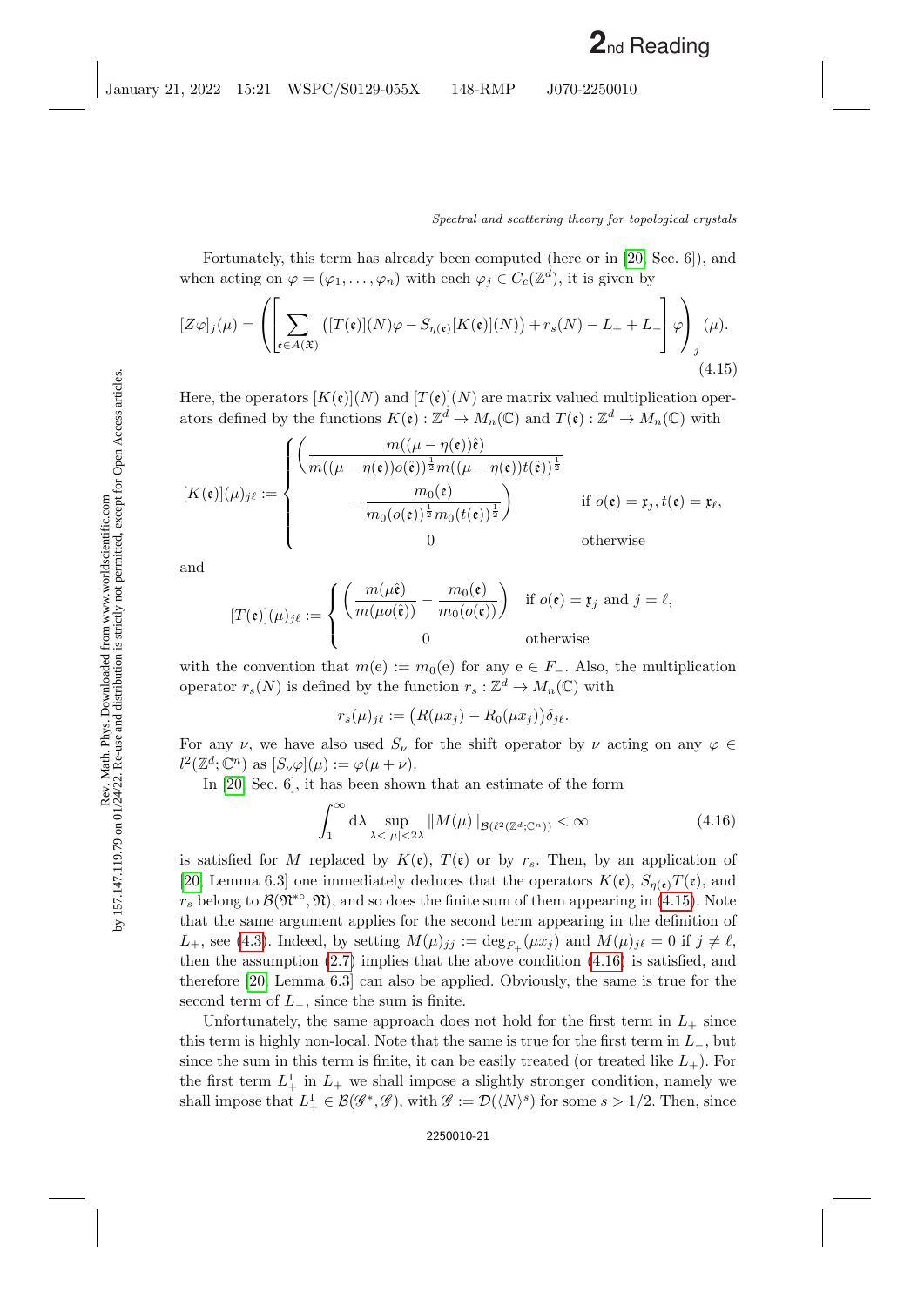Fortunately, this term has already been computed (here or in [20, Sec. 6]), and when acting on $\varphi = (\varphi_1, \ldots, \varphi_n)$ with each $\varphi_j \in C_c(\mathbb{Z}^d)$, it is given by

$$[Z\varphi]_j(\mu) = \left( \left[ \sum_{\mathfrak{e} \in A(\mathfrak{X})} \big( [T(\mathfrak{e})](N)\varphi - S_{\eta(\mathfrak{e})}[K(\mathfrak{e})](N) \big) + r_s(N) - L_+ + L_- \right] \varphi \right)_j (\mu). \tag{4.15}$$

Here, the operators $[K(\mathfrak{e})](N)$ and $[T(\mathfrak{e})](N)$ are matrix valued multiplication operators defined by the functions $K(\mathfrak{e}) : \mathbb{Z}^d \to M_n(\mathbb{C})$ and $T(\mathfrak{e}) : \mathbb{Z}^d \to M_n(\mathbb{C})$ with

$$[K(\mathfrak{e})](\mu)_{j\ell} := \begin{cases} \left( \dfrac{m((\mu - \eta(\mathfrak{e}))\hat{\mathfrak{e}})}{m((\mu - \eta(\mathfrak{e}))o(\hat{\mathfrak{e}}))^{\frac{1}{2}} m((\mu - \eta(\mathfrak{e}))t(\hat{\mathfrak{e}}))^{\frac{1}{2}}} \right. \\ \qquad \left. - \dfrac{m_0(\mathfrak{e})}{m_0(o(\mathfrak{e}))^{\frac{1}{2}} m_0(t(\mathfrak{e}))^{\frac{1}{2}}} \right) & \text{if } o(\mathfrak{e}) = \mathfrak{x}_j, t(\mathfrak{e}) = \mathfrak{x}_\ell, \\ 0 & \text{otherwise} \end{cases}$$

and

$$[T(\mathfrak{e})](\mu)_{j\ell} := \begin{cases} \left( \dfrac{m(\mu\hat{\mathfrak{e}})}{m(\mu o(\hat{\mathfrak{e}}))} - \dfrac{m_0(\mathfrak{e})}{m_0(o(\mathfrak{e}))} \right) & \text{if } o(\mathfrak{e}) = \mathfrak{x}_j \text{ and } j = \ell, \\ 0 & \text{otherwise} \end{cases}$$

with the convention that $m(\mathrm{e}) := m_0(\mathrm{e})$ for any $\mathrm{e} \in F_-$. Also, the multiplication operator $r_s(N)$ is defined by the function $r_s : \mathbb{Z}^d \to M_n(\mathbb{C})$ with

$$r_s(\mu)_{j\ell} := \big( R(\mu x_j) - R_0(\mu x_j) \big) \delta_{j\ell}.$$

For any $\nu$, we have also used $S_\nu$ for the shift operator by $\nu$ acting on any $\varphi \in l^2(\mathbb{Z}^d; \mathbb{C}^n)$ as $[S_\nu \varphi](\mu) := \varphi(\mu + \nu)$.

In [20, Sec. 6], it has been shown that an estimate of the form

$$\int_1^\infty \mathrm{d}\lambda \sup_{\lambda < |\mu| < 2\lambda} \|M(\mu)\|_{\mathcal{B}(\ell^2(\mathbb{Z}^d;\mathbb{C}^n))} < \infty \tag{4.16}$$

is satisfied for $M$ replaced by $K(\mathfrak{e})$, $T(\mathfrak{e})$ or by $r_s$. Then, by an application of [20, Lemma 6.3] one immediately deduces that the operators $K(\mathfrak{e})$, $S_{\eta(\mathfrak{e})}T(\mathfrak{e})$, and $r_s$ belong to $\mathcal{B}(\mathfrak{N}^{*\circ}, \mathfrak{N})$, and so does the finite sum of them appearing in (4.15). Note that the same argument applies for the second term appearing in the definition of $L_+$, see (4.3). Indeed, by setting $M(\mu)_{jj} := \deg_{F_+}(\mu x_j)$ and $M(\mu)_{j\ell} = 0$ if $j \neq \ell$, then the assumption (2.7) implies that the above condition (4.16) is satisfied, and therefore [20, Lemma 6.3] can also be applied. Obviously, the same is true for the second term of $L_-$, since the sum is finite.

Unfortunately, the same approach does not hold for the first term in $L_+$ since this term is highly non-local. Note that the same is true for the first term in $L_-$, but since the sum in this term is finite, it can be easily treated (or treated like $L_+$). For the first term $L_+^1$ in $L_+$ we shall impose a slightly stronger condition, namely we shall impose that $L_+^1 \in \mathcal{B}(\mathscr{G}^*, \mathscr{G})$, with $\mathscr{G} := \mathcal{D}(\langle N \rangle^s)$ for some $s > 1/2$. Then, since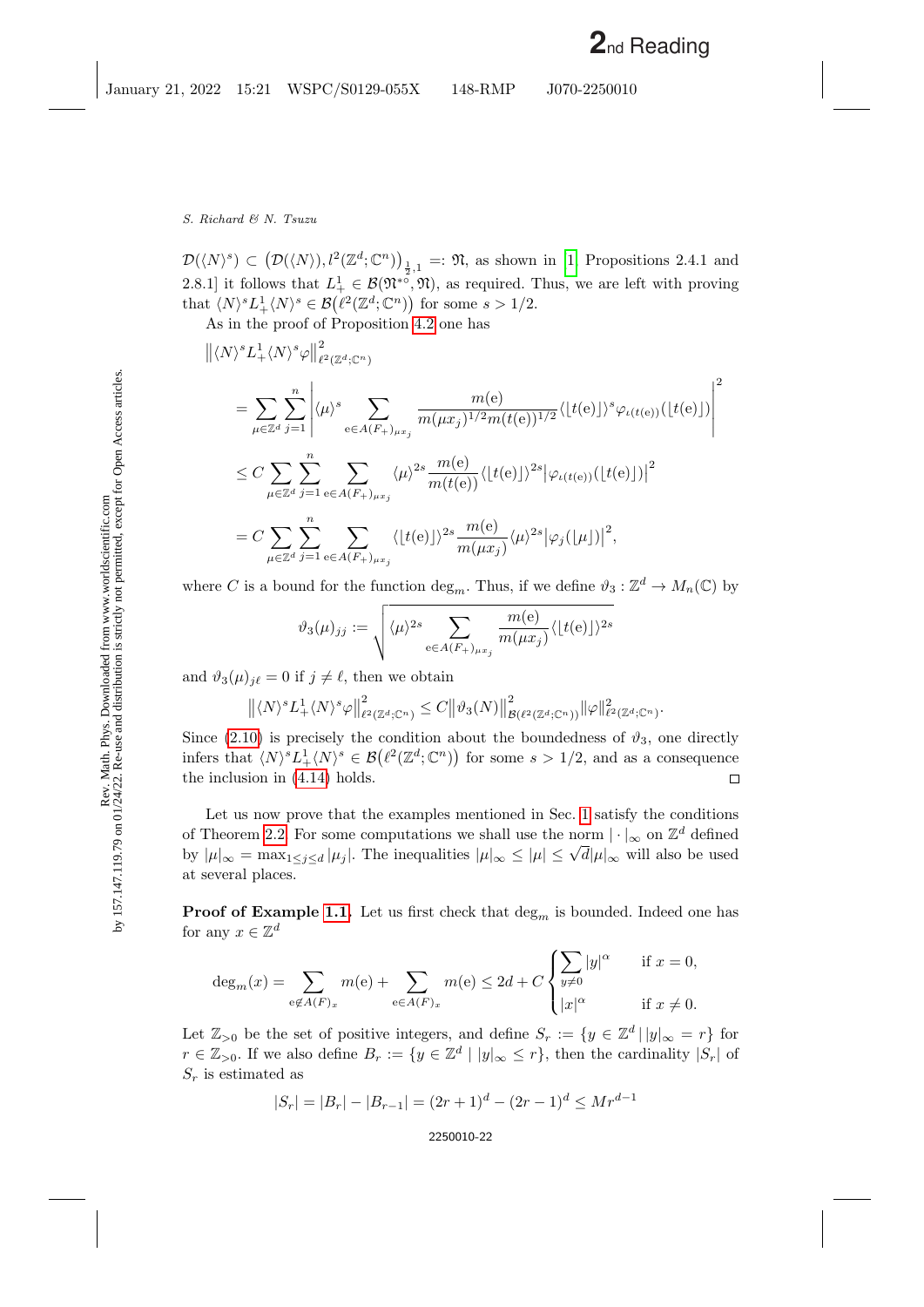$\mathcal{D}(\langle N\rangle^s) \subset \big(\mathcal{D}(\langle N\rangle), l^2(\mathbb{Z}^d;\mathbb{C}^n)\big)_{\frac{1}{2},1} =: \mathfrak{N}$, as shown in [1, Propositions 2.4.1 and 2.8.1] it follows that $L^1_+ \in \mathcal{B}(\mathfrak{N}^{*\circ}, \mathfrak{N})$, as required. Thus, we are left with proving that $\langle N\rangle^s L^1_+ \langle N\rangle^s \in \mathcal{B}\big(\ell^2(\mathbb{Z}^d;\mathbb{C}^n)\big)$ for some $s > 1/2$.

As in the proof of Proposition 4.2 one has

$$
\begin{aligned}
&\big\|\langle N\rangle^s L^1_+ \langle N\rangle^s \varphi\big\|^2_{\ell^2(\mathbb{Z}^d;\mathbb{C}^n)} \\
&= \sum_{\mu\in\mathbb{Z}^d}\sum_{j=1}^n \left|\langle\mu\rangle^s \sum_{\mathrm{e}\in A(F_+)_{\mu x_j}} \frac{m(\mathrm{e})}{m(\mu x_j)^{1/2} m(t(\mathrm{e}))^{1/2}} \langle\lfloor t(\mathrm{e})\rfloor\rangle^s \varphi_{\iota(t(\mathrm{e}))}(\lfloor t(\mathrm{e})\rfloor)\right|^2 \\
&\leq C \sum_{\mu\in\mathbb{Z}^d}\sum_{j=1}^n \sum_{\mathrm{e}\in A(F_+)_{\mu x_j}} \langle\mu\rangle^{2s} \frac{m(\mathrm{e})}{m(t(\mathrm{e}))} \langle\lfloor t(\mathrm{e})\rfloor\rangle^{2s} \big|\varphi_{\iota(t(\mathrm{e}))}(\lfloor t(\mathrm{e})\rfloor)\big|^2 \\
&= C \sum_{\mu\in\mathbb{Z}^d}\sum_{j=1}^n \sum_{\mathrm{e}\in A(F_+)_{\mu x_j}} \langle\lfloor t(\mathrm{e})\rfloor\rangle^{2s} \frac{m(\mathrm{e})}{m(\mu x_j)} \langle\mu\rangle^{2s} \big|\varphi_j(\lfloor\mu\rfloor)\big|^2,
\end{aligned}
$$

where $C$ is a bound for the function $\deg_m$. Thus, if we define $\vartheta_3 : \mathbb{Z}^d \to M_n(\mathbb{C})$ by

$$
\vartheta_3(\mu)_{jj} := \sqrt{\langle\mu\rangle^{2s} \sum_{\mathrm{e}\in A(F_+)_{\mu x_j}} \frac{m(\mathrm{e})}{m(\mu x_j)} \langle\lfloor t(\mathrm{e})\rfloor\rangle^{2s}}
$$

and $\vartheta_3(\mu)_{j\ell} = 0$ if $j \neq \ell$, then we obtain

$$
\big\|\langle N\rangle^s L^1_+ \langle N\rangle^s \varphi\big\|^2_{\ell^2(\mathbb{Z}^d;\mathbb{C}^n)} \leq C \big\|\vartheta_3(N)\big\|^2_{\mathcal{B}(\ell^2(\mathbb{Z}^d;\mathbb{C}^n))} \|\varphi\|^2_{\ell^2(\mathbb{Z}^d;\mathbb{C}^n)}.
$$

Since (2.10) is precisely the condition about the boundedness of $\vartheta_3$, one directly infers that $\langle N\rangle^s L^1_+ \langle N\rangle^s \in \mathcal{B}\big(\ell^2(\mathbb{Z}^d;\mathbb{C}^n)\big)$ for some $s > 1/2$, and as a consequence the inclusion in (4.14) holds. □

Let us now prove that the examples mentioned in Sec. 1 satisfy the conditions of Theorem 2.2. For some computations we shall use the norm $|\cdot|_\infty$ on $\mathbb{Z}^d$ defined by $|\mu|_\infty = \max_{1\leq j\leq d}|\mu_j|$. The inequalities $|\mu|_\infty \leq |\mu| \leq \sqrt{d}|\mu|_\infty$ will also be used at several places.

**Proof of Example 1.1.** Let us first check that $\deg_m$ is bounded. Indeed one has for any $x \in \mathbb{Z}^d$

$$
\deg_m(x) = \sum_{\mathrm{e}\notin A(F)_x} m(\mathrm{e}) + \sum_{\mathrm{e}\in A(F)_x} m(\mathrm{e}) \leq 2d + C \begin{cases} \displaystyle\sum_{y\neq 0} |y|^\alpha & \text{if } x = 0, \\ |x|^\alpha & \text{if } x \neq 0. \end{cases}
$$

Let $\mathbb{Z}_{>0}$ be the set of positive integers, and define $S_r := \{y \in \mathbb{Z}^d \mid |y|_\infty = r\}$ for $r \in \mathbb{Z}_{>0}$. If we also define $B_r := \{y \in \mathbb{Z}^d \mid |y|_\infty \leq r\}$, then the cardinality $|S_r|$ of $S_r$ is estimated as

$$
|S_r| = |B_r| - |B_{r-1}| = (2r+1)^d - (2r-1)^d \leq M r^{d-1}
$$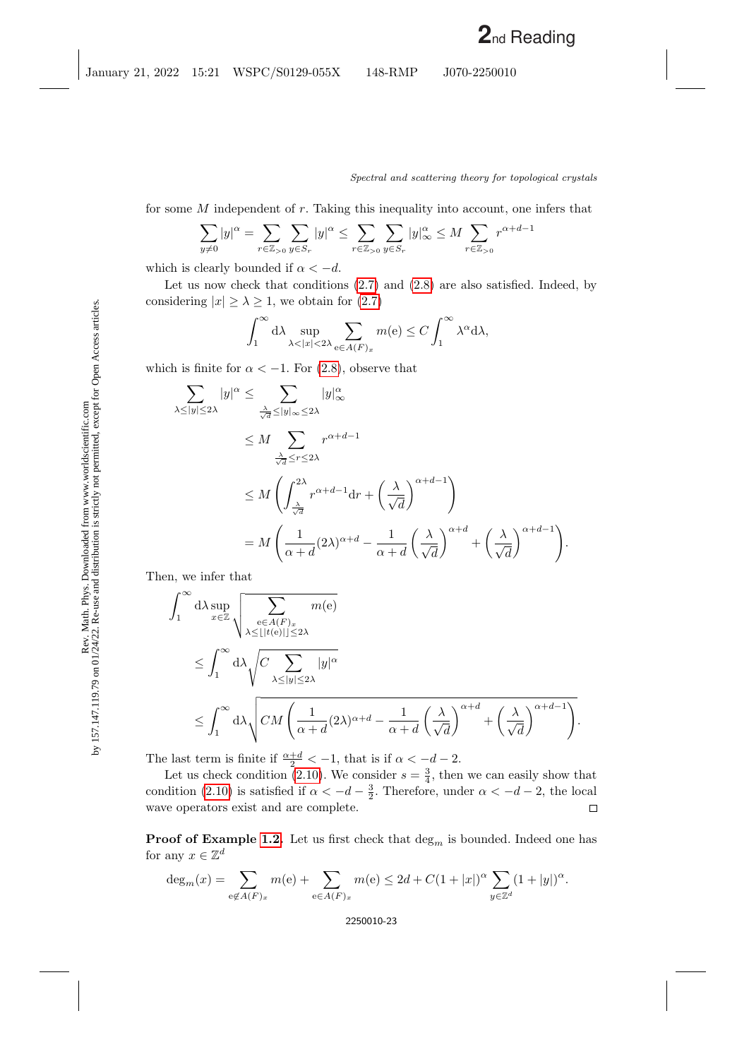for some $M$ independent of $r$. Taking this inequality into account, one infers that

$$\sum_{y\neq 0}|y|^\alpha = \sum_{r\in\mathbb{Z}_{>0}}\sum_{y\in S_r}|y|^\alpha \leq \sum_{r\in\mathbb{Z}_{>0}}\sum_{y\in S_r}|y|_\infty^\alpha \leq M\sum_{r\in\mathbb{Z}_{>0}} r^{\alpha+d-1}$$

which is clearly bounded if $\alpha < -d$.

Let us now check that conditions (2.7) and (2.8) are also satisfied. Indeed, by considering $|x|\geq\lambda\geq 1$, we obtain for (2.7)

$$\int_1^\infty \mathrm{d}\lambda \sup_{\lambda<|x|<2\lambda}\sum_{\mathrm{e}\in A(F)_x} m(\mathrm{e}) \leq C\int_1^\infty \lambda^\alpha \mathrm{d}\lambda,$$

which is finite for $\alpha < -1$. For (2.8), observe that

$$\begin{aligned}
\sum_{\lambda\leq|y|\leq 2\lambda}|y|^\alpha &\leq \sum_{\frac{\lambda}{\sqrt{d}}\leq|y|_\infty\leq 2\lambda}|y|_\infty^\alpha\\
&\leq M\sum_{\frac{\lambda}{\sqrt{d}}\leq r\leq 2\lambda} r^{\alpha+d-1}\\
&\leq M\left(\int_{\frac{\lambda}{\sqrt{d}}}^{2\lambda} r^{\alpha+d-1}\mathrm{d}r + \left(\frac{\lambda}{\sqrt{d}}\right)^{\alpha+d-1}\right)\\
&= M\left(\frac{1}{\alpha+d}(2\lambda)^{\alpha+d} - \frac{1}{\alpha+d}\left(\frac{\lambda}{\sqrt{d}}\right)^{\alpha+d} + \left(\frac{\lambda}{\sqrt{d}}\right)^{\alpha+d-1}\right).
\end{aligned}$$

Then, we infer that

$$\begin{aligned}
&\int_1^\infty \mathrm{d}\lambda \sup_{x\in\mathbb{Z}}\sqrt{\sum_{\substack{\mathrm{e}\in A(F)_x\\ \lambda\leq\lfloor|t(\mathrm{e})|\rfloor\leq 2\lambda}} m(\mathrm{e})}\\
&\quad\leq \int_1^\infty \mathrm{d}\lambda\sqrt{C\sum_{\lambda\leq|y|\leq 2\lambda}|y|^\alpha}\\
&\quad\leq \int_1^\infty \mathrm{d}\lambda\sqrt{CM\left(\frac{1}{\alpha+d}(2\lambda)^{\alpha+d} - \frac{1}{\alpha+d}\left(\frac{\lambda}{\sqrt{d}}\right)^{\alpha+d} + \left(\frac{\lambda}{\sqrt{d}}\right)^{\alpha+d-1}\right)}.
\end{aligned}$$

The last term is finite if $\frac{\alpha+d}{2} < -1$, that is if $\alpha < -d-2$.

Let us check condition (2.10). We consider $s = \frac{3}{4}$, then we can easily show that condition (2.10) is satisfied if $\alpha < -d - \frac{3}{2}$. Therefore, under $\alpha < -d-2$, the local wave operators exist and are complete. □

**Proof of Example 1.2.** Let us first check that $\deg_m$ is bounded. Indeed one has for any $x\in\mathbb{Z}^d$

$$\deg_m(x) = \sum_{\mathrm{e}\notin A(F)_x} m(\mathrm{e}) + \sum_{\mathrm{e}\in A(F)_x} m(\mathrm{e}) \leq 2d + C(1+|x|)^\alpha\sum_{y\in\mathbb{Z}^d}(1+|y|)^\alpha.$$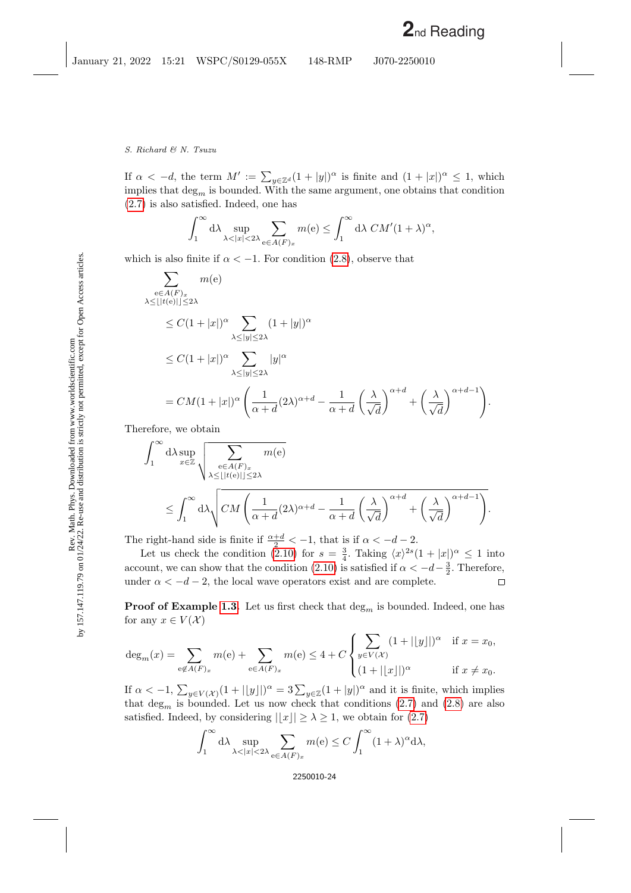If $\alpha < -d$, the term $M' := \sum_{y\in\mathbb{Z}^d}(1+|y|)^\alpha$ is finite and $(1+|x|)^\alpha \leq 1$, which implies that $\deg_m$ is bounded. With the same argument, one obtains that condition (2.7) is also satisfied. Indeed, one has

$$\int_1^\infty \mathrm{d}\lambda \sup_{\lambda<|x|<2\lambda} \sum_{\mathrm{e}\in A(F)_x} m(\mathrm{e}) \leq \int_1^\infty \mathrm{d}\lambda\, CM'(1+\lambda)^\alpha,$$

which is also finite if $\alpha < -1$. For condition (2.8), observe that

$$\begin{aligned}
&\sum_{\substack{\mathrm{e}\in A(F)_x\\ \lambda\leq\lfloor|t(\mathrm{e})|\rfloor\leq 2\lambda}} m(\mathrm{e})\\
&\quad\leq C(1+|x|)^\alpha \sum_{\lambda\leq|y|\leq 2\lambda}(1+|y|)^\alpha\\
&\quad\leq C(1+|x|)^\alpha \sum_{\lambda\leq|y|\leq 2\lambda}|y|^\alpha\\
&\quad= CM(1+|x|)^\alpha\left(\frac{1}{\alpha+d}(2\lambda)^{\alpha+d} - \frac{1}{\alpha+d}\left(\frac{\lambda}{\sqrt{d}}\right)^{\alpha+d} + \left(\frac{\lambda}{\sqrt{d}}\right)^{\alpha+d-1}\right).
\end{aligned}$$

Therefore, we obtain

$$\begin{aligned}
&\int_1^\infty \mathrm{d}\lambda \sup_{x\in\mathbb{Z}} \sqrt{\sum_{\substack{\mathrm{e}\in A(F)_x\\ \lambda\leq\lfloor|t(\mathrm{e})|\rfloor\leq 2\lambda}} m(\mathrm{e})}\\
&\quad\leq \int_1^\infty \mathrm{d}\lambda \sqrt{CM\left(\frac{1}{\alpha+d}(2\lambda)^{\alpha+d} - \frac{1}{\alpha+d}\left(\frac{\lambda}{\sqrt{d}}\right)^{\alpha+d} + \left(\frac{\lambda}{\sqrt{d}}\right)^{\alpha+d-1}\right)}.
\end{aligned}$$

The right-hand side is finite if $\frac{\alpha+d}{2} < -1$, that is if $\alpha < -d-2$.

Let us check the condition (2.10) for $s = \frac{3}{4}$. Taking $\langle x\rangle^{2s}(1+|x|)^\alpha \leq 1$ into account, we can show that the condition (2.10) is satisfied if $\alpha < -d - \frac{3}{2}$. Therefore, under $\alpha < -d-2$, the local wave operators exist and are complete. □

**Proof of Example 1.3.** Let us first check that $\deg_m$ is bounded. Indeed, one has for any $x \in V(\mathcal{X})$

$$\deg_m(x) = \sum_{\mathrm{e}\notin A(F)_x} m(\mathrm{e}) + \sum_{\mathrm{e}\in A(F)_x} m(\mathrm{e}) \leq 4 + C\begin{cases}\displaystyle\sum_{y\in V(\mathcal{X})}(1+|\lfloor y\rfloor|)^\alpha & \text{if } x = x_0,\\ (1+|\lfloor x\rfloor|)^\alpha & \text{if } x \neq x_0.\end{cases}$$

If $\alpha < -1$, $\sum_{y\in V(\mathcal{X})}(1+|\lfloor y\rfloor|)^\alpha = 3\sum_{y\in\mathbb{Z}}(1+|y|)^\alpha$ and it is finite, which implies that $\deg_m$ is bounded. Let us now check that conditions (2.7) and (2.8) are also satisfied. Indeed, by considering $|\lfloor x\rfloor| \geq \lambda \geq 1$, we obtain for (2.7)

$$\int_1^\infty \mathrm{d}\lambda \sup_{\lambda<|x|<2\lambda} \sum_{\mathrm{e}\in A(F)_x} m(\mathrm{e}) \leq C\int_1^\infty (1+\lambda)^\alpha \mathrm{d}\lambda,$$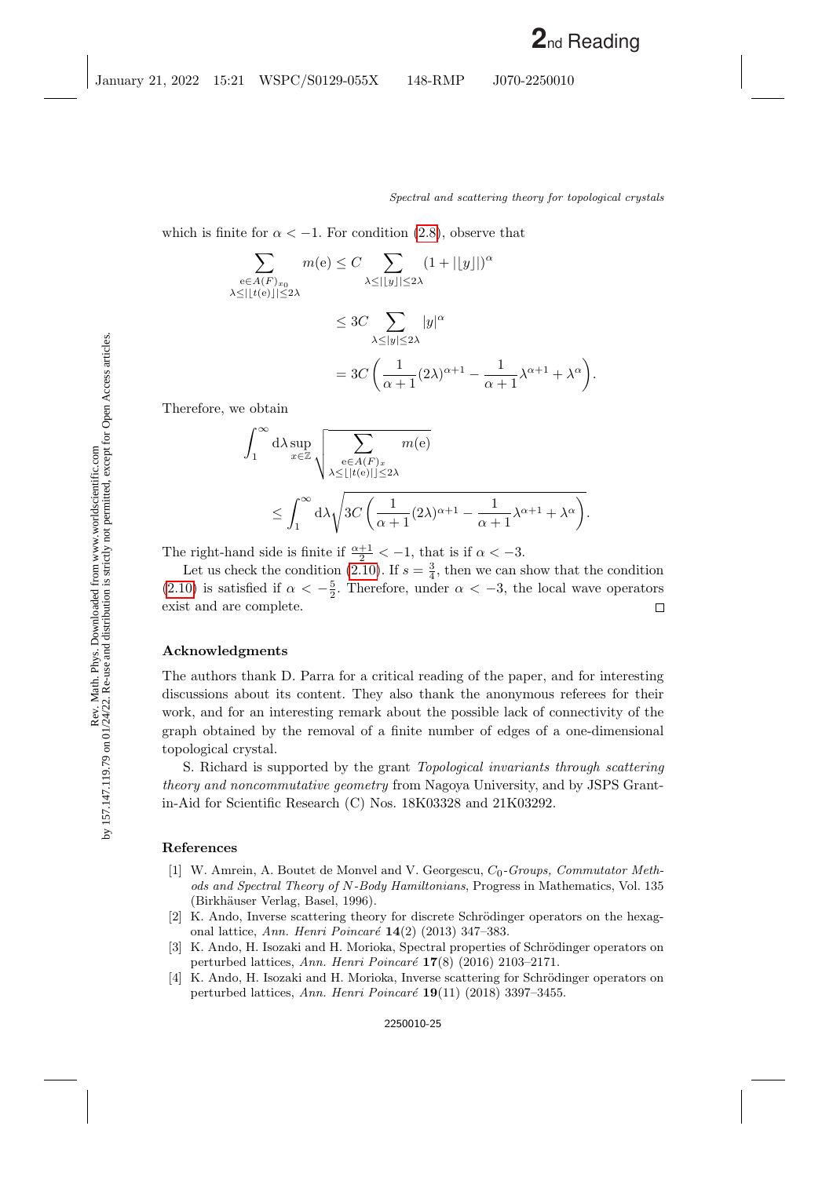which is finite for $\alpha < -1$. For condition (2.8), observe that

$$
\begin{aligned}
\sum_{\substack{\mathrm{e}\in A(F)_{x_0}\\ \lambda\leq|\lfloor t(\mathrm{e})\rfloor|\leq 2\lambda}} m(\mathrm{e}) &\leq C \sum_{\lambda\leq|\lfloor y\rfloor|\leq 2\lambda} (1+|\lfloor y\rfloor|)^{\alpha}\\
&\leq 3C \sum_{\lambda\leq|y|\leq 2\lambda} |y|^{\alpha}\\
&= 3C\left(\frac{1}{\alpha+1}(2\lambda)^{\alpha+1} - \frac{1}{\alpha+1}\lambda^{\alpha+1} + \lambda^{\alpha}\right).
\end{aligned}
$$

Therefore, we obtain

$$
\begin{aligned}
&\int_1^{\infty} \mathrm{d}\lambda \sup_{x\in\mathbb{Z}} \sqrt{\sum_{\substack{\mathrm{e}\in A(F)_x\\ \lambda\leq|\lfloor t(\mathrm{e})\rfloor|\leq 2\lambda}} m(\mathrm{e})}\\
&\quad\leq \int_1^{\infty} \mathrm{d}\lambda \sqrt{3C\left(\frac{1}{\alpha+1}(2\lambda)^{\alpha+1} - \frac{1}{\alpha+1}\lambda^{\alpha+1} + \lambda^{\alpha}\right)}.
\end{aligned}
$$

The right-hand side is finite if $\frac{\alpha+1}{2} < -1$, that is if $\alpha < -3$.

Let us check the condition (2.10). If $s = \frac{3}{4}$, then we can show that the condition (2.10) is satisfied if $\alpha < -\frac{5}{2}$. Therefore, under $\alpha < -3$, the local wave operators exist and are complete. □

## Acknowledgments

The authors thank D. Parra for a critical reading of the paper, and for interesting discussions about its content. They also thank the anonymous referees for their work, and for an interesting remark about the possible lack of connectivity of the graph obtained by the removal of a finite number of edges of a one-dimensional topological crystal.

S. Richard is supported by the grant *Topological invariants through scattering theory and noncommutative geometry* from Nagoya University, and by JSPS Grant-in-Aid for Scientific Research (C) Nos. 18K03328 and 21K03292.

## References

[1] W. Amrein, A. Boutet de Monvel and V. Georgescu, *$C_0$-Groups, Commutator Methods and Spectral Theory of N-Body Hamiltonians*, Progress in Mathematics, Vol. 135 (Birkhäuser Verlag, Basel, 1996).

[2] K. Ando, Inverse scattering theory for discrete Schrödinger operators on the hexagonal lattice, *Ann. Henri Poincaré* **14**(2) (2013) 347–383.

[3] K. Ando, H. Isozaki and H. Morioka, Spectral properties of Schrödinger operators on perturbed lattices, *Ann. Henri Poincaré* **17**(8) (2016) 2103–2171.

[4] K. Ando, H. Isozaki and H. Morioka, Inverse scattering for Schrödinger operators on perturbed lattices, *Ann. Henri Poincaré* **19**(11) (2018) 3397–3455.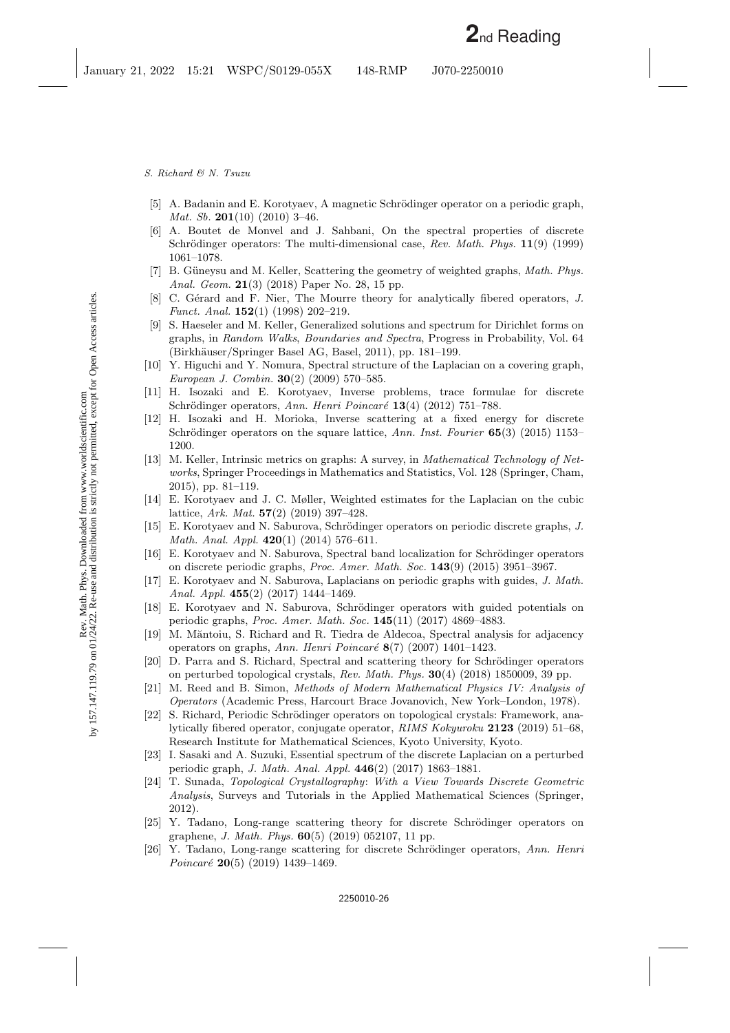[5] A. Badanin and E. Korotyaev, A magnetic Schrödinger operator on a periodic graph, *Mat. Sb.* **201**(10) (2010) 3–46.

[6] A. Boutet de Monvel and J. Sahbani, On the spectral properties of discrete Schrödinger operators: The multi-dimensional case, *Rev. Math. Phys.* **11**(9) (1999) 1061–1078.

[7] B. Güneysu and M. Keller, Scattering the geometry of weighted graphs, *Math. Phys. Anal. Geom.* **21**(3) (2018) Paper No. 28, 15 pp.

[8] C. Gérard and F. Nier, The Mourre theory for analytically fibered operators, *J. Funct. Anal.* **152**(1) (1998) 202–219.

[9] S. Haeseler and M. Keller, Generalized solutions and spectrum for Dirichlet forms on graphs, in *Random Walks, Boundaries and Spectra*, Progress in Probability, Vol. 64 (Birkhäuser/Springer Basel AG, Basel, 2011), pp. 181–199.

[10] Y. Higuchi and Y. Nomura, Spectral structure of the Laplacian on a covering graph, *European J. Combin.* **30**(2) (2009) 570–585.

[11] H. Isozaki and E. Korotyaev, Inverse problems, trace formulae for discrete Schrödinger operators, *Ann. Henri Poincaré* **13**(4) (2012) 751–788.

[12] H. Isozaki and H. Morioka, Inverse scattering at a fixed energy for discrete Schrödinger operators on the square lattice, *Ann. Inst. Fourier* **65**(3) (2015) 1153–1200.

[13] M. Keller, Intrinsic metrics on graphs: A survey, in *Mathematical Technology of Networks*, Springer Proceedings in Mathematics and Statistics, Vol. 128 (Springer, Cham, 2015), pp. 81–119.

[14] E. Korotyaev and J. C. Møller, Weighted estimates for the Laplacian on the cubic lattice, *Ark. Mat.* **57**(2) (2019) 397–428.

[15] E. Korotyaev and N. Saburova, Schrödinger operators on periodic discrete graphs, *J. Math. Anal. Appl.* **420**(1) (2014) 576–611.

[16] E. Korotyaev and N. Saburova, Spectral band localization for Schrödinger operators on discrete periodic graphs, *Proc. Amer. Math. Soc.* **143**(9) (2015) 3951–3967.

[17] E. Korotyaev and N. Saburova, Laplacians on periodic graphs with guides, *J. Math. Anal. Appl.* **455**(2) (2017) 1444–1469.

[18] E. Korotyaev and N. Saburova, Schrödinger operators with guided potentials on periodic graphs, *Proc. Amer. Math. Soc.* **145**(11) (2017) 4869–4883.

[19] M. Măntoiu, S. Richard and R. Tiedra de Aldecoa, Spectral analysis for adjacency operators on graphs, *Ann. Henri Poincaré* **8**(7) (2007) 1401–1423.

[20] D. Parra and S. Richard, Spectral and scattering theory for Schrödinger operators on perturbed topological crystals, *Rev. Math. Phys.* **30**(4) (2018) 1850009, 39 pp.

[21] M. Reed and B. Simon, *Methods of Modern Mathematical Physics IV: Analysis of Operators* (Academic Press, Harcourt Brace Jovanovich, New York–London, 1978).

[22] S. Richard, Periodic Schrödinger operators on topological crystals: Framework, analytically fibered operator, conjugate operator, *RIMS Kokyuroku* **2123** (2019) 51–68, Research Institute for Mathematical Sciences, Kyoto University, Kyoto.

[23] I. Sasaki and A. Suzuki, Essential spectrum of the discrete Laplacian on a perturbed periodic graph, *J. Math. Anal. Appl.* **446**(2) (2017) 1863–1881.

[24] T. Sunada, *Topological Crystallography: With a View Towards Discrete Geometric Analysis*, Surveys and Tutorials in the Applied Mathematical Sciences (Springer, 2012).

[25] Y. Tadano, Long-range scattering theory for discrete Schrödinger operators on graphene, *J. Math. Phys.* **60**(5) (2019) 052107, 11 pp.

[26] Y. Tadano, Long-range scattering for discrete Schrödinger operators, *Ann. Henri Poincaré* **20**(5) (2019) 1439–1469.